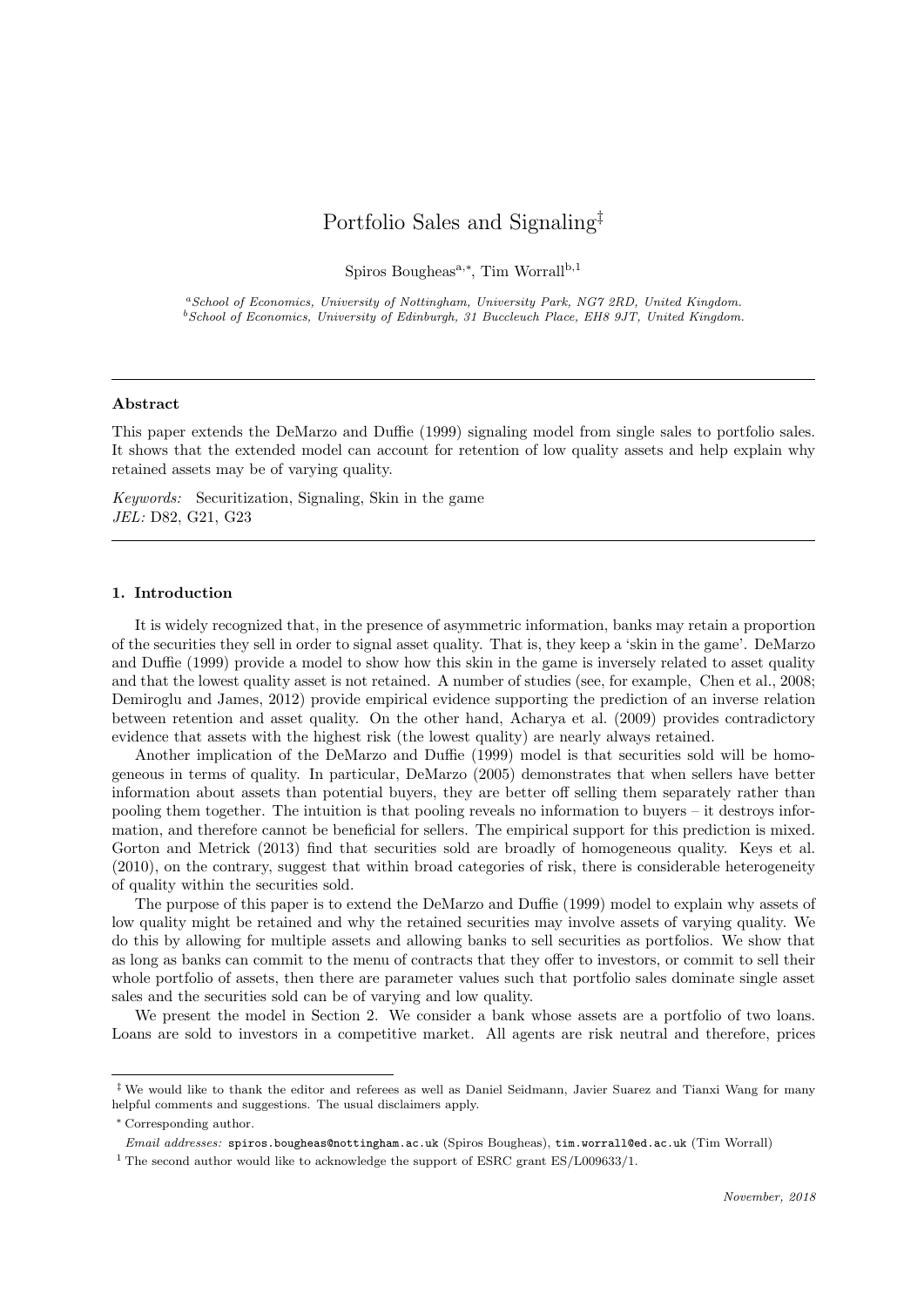# Portfolio Sales and Signaling[‡]

Spiros Bougheas[a,*], Tim Worrall[b,1]

[a]*School of Economics, University of Nottingham, University Park, NG7 2RD, United Kingdom.*
[b]*School of Economics, University of Edinburgh, 31 Buccleuch Place, EH8 9JT, United Kingdom.*

---

**Abstract**

This paper extends the DeMarzo and Duffie (1999) signaling model from single sales to portfolio sales. It shows that the extended model can account for retention of low quality assets and help explain why retained assets may be of varying quality.

*Keywords:* Securitization, Signaling, Skin in the game
*JEL:* D82, G21, G23

---

## 1. Introduction

It is widely recognized that, in the presence of asymmetric information, banks may retain a proportion of the securities they sell in order to signal asset quality. That is, they keep a 'skin in the game'. DeMarzo and Duffie (1999) provide a model to show how this skin in the game is inversely related to asset quality and that the lowest quality asset is not retained. A number of studies (see, for example, Chen et al., 2008; Demiroglu and James, 2012) provide empirical evidence supporting the prediction of an inverse relation between retention and asset quality. On the other hand, Acharya et al. (2009) provides contradictory evidence that assets with the highest risk (the lowest quality) are nearly always retained.

Another implication of the DeMarzo and Duffie (1999) model is that securities sold will be homogeneous in terms of quality. In particular, DeMarzo (2005) demonstrates that when sellers have better information about assets than potential buyers, they are better off selling them separately rather than pooling them together. The intuition is that pooling reveals no information to buyers – it destroys information, and therefore cannot be beneficial for sellers. The empirical support for this prediction is mixed. Gorton and Metrick (2013) find that securities sold are broadly of homogeneous quality. Keys et al. (2010), on the contrary, suggest that within broad categories of risk, there is considerable heterogeneity of quality within the securities sold.

The purpose of this paper is to extend the DeMarzo and Duffie (1999) model to explain why assets of low quality might be retained and why the retained securities may involve assets of varying quality. We do this by allowing for multiple assets and allowing banks to sell securities as portfolios. We show that as long as banks can commit to the menu of contracts that they offer to investors, or commit to sell their whole portfolio of assets, then there are parameter values such that portfolio sales dominate single asset sales and the securities sold can be of varying and low quality.

We present the model in Section 2. We consider a bank whose assets are a portfolio of two loans. Loans are sold to investors in a competitive market. All agents are risk neutral and therefore, prices

---

[‡] We would like to thank the editor and referees as well as Daniel Seidmann, Javier Suarez and Tianxi Wang for many helpful comments and suggestions. The usual disclaimers apply.

[*] Corresponding author.

*Email addresses:* spiros.bougheas@nottingham.ac.uk (Spiros Bougheas), tim.worrall@ed.ac.uk (Tim Worrall)

[1] The second author would like to acknowledge the support of ESRC grant ES/L009633/1.

*November, 2018*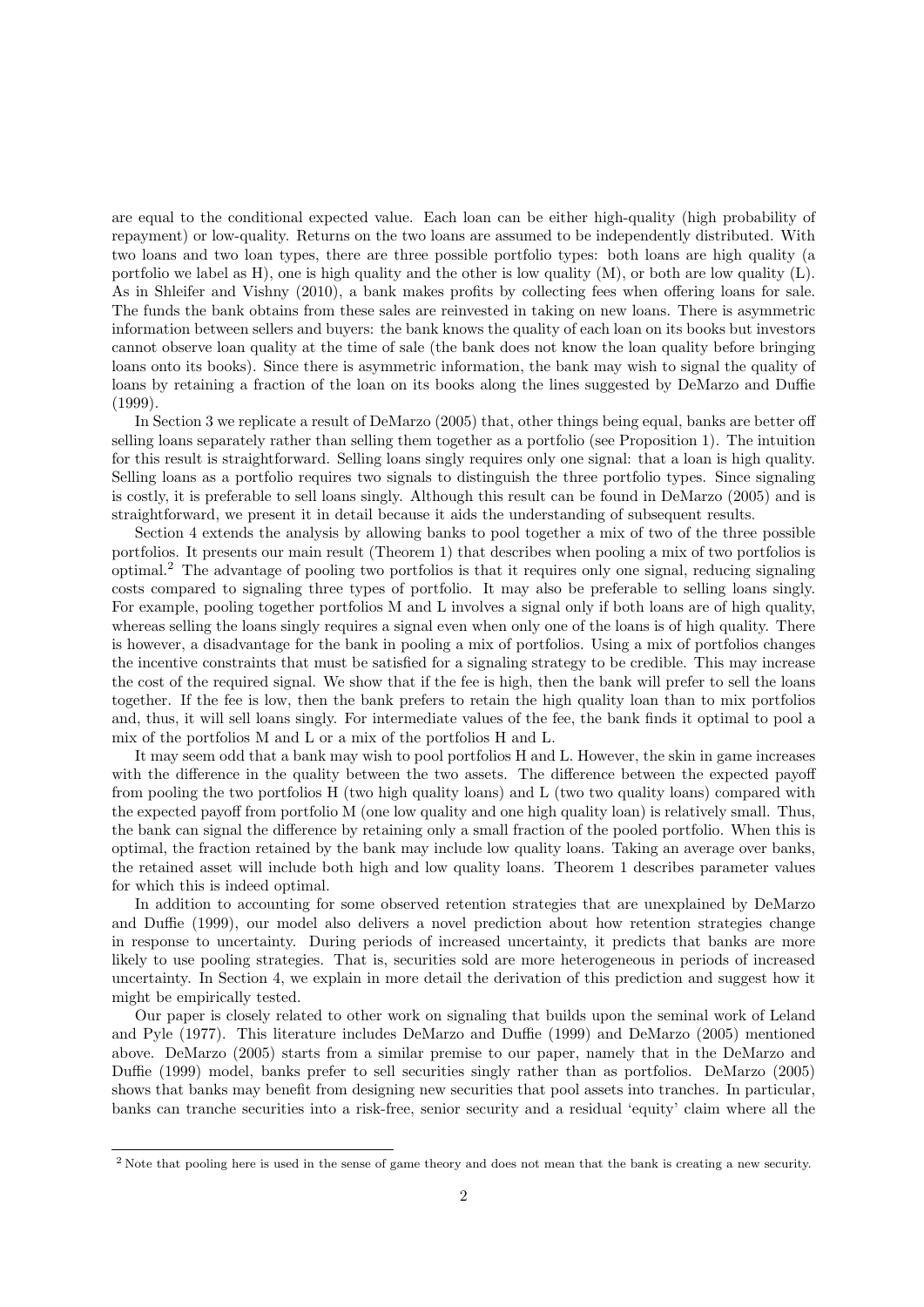are equal to the conditional expected value. Each loan can be either high-quality (high probability of repayment) or low-quality. Returns on the two loans are assumed to be independently distributed. With two loans and two loan types, there are three possible portfolio types: both loans are high quality (a portfolio we label as H), one is high quality and the other is low quality (M), or both are low quality (L). As in Shleifer and Vishny (2010), a bank makes profits by collecting fees when offering loans for sale. The funds the bank obtains from these sales are reinvested in taking on new loans. There is asymmetric information between sellers and buyers: the bank knows the quality of each loan on its books but investors cannot observe loan quality at the time of sale (the bank does not know the loan quality before bringing loans onto its books). Since there is asymmetric information, the bank may wish to signal the quality of loans by retaining a fraction of the loan on its books along the lines suggested by DeMarzo and Duffie (1999).

In Section 3 we replicate a result of DeMarzo (2005) that, other things being equal, banks are better off selling loans separately rather than selling them together as a portfolio (see Proposition 1). The intuition for this result is straightforward. Selling loans singly requires only one signal: that a loan is high quality. Selling loans as a portfolio requires two signals to distinguish the three portfolio types. Since signaling is costly, it is preferable to sell loans singly. Although this result can be found in DeMarzo (2005) and is straightforward, we present it in detail because it aids the understanding of subsequent results.

Section 4 extends the analysis by allowing banks to pool together a mix of two of the three possible portfolios. It presents our main result (Theorem 1) that describes when pooling a mix of two portfolios is optimal.[2] The advantage of pooling two portfolios is that it requires only one signal, reducing signaling costs compared to signaling three types of portfolio. It may also be preferable to selling loans singly. For example, pooling together portfolios M and L involves a signal only if both loans are of high quality, whereas selling the loans singly requires a signal even when only one of the loans is of high quality. There is however, a disadvantage for the bank in pooling a mix of portfolios. Using a mix of portfolios changes the incentive constraints that must be satisfied for a signaling strategy to be credible. This may increase the cost of the required signal. We show that if the fee is high, then the bank will prefer to sell the loans together. If the fee is low, then the bank prefers to retain the high quality loan than to mix portfolios and, thus, it will sell loans singly. For intermediate values of the fee, the bank finds it optimal to pool a mix of the portfolios M and L or a mix of the portfolios H and L.

It may seem odd that a bank may wish to pool portfolios H and L. However, the skin in game increases with the difference in the quality between the two assets. The difference between the expected payoff from pooling the two portfolios H (two high quality loans) and L (two two quality loans) compared with the expected payoff from portfolio M (one low quality and one high quality loan) is relatively small. Thus, the bank can signal the difference by retaining only a small fraction of the pooled portfolio. When this is optimal, the fraction retained by the bank may include low quality loans. Taking an average over banks, the retained asset will include both high and low quality loans. Theorem 1 describes parameter values for which this is indeed optimal.

In addition to accounting for some observed retention strategies that are unexplained by DeMarzo and Duffie (1999), our model also delivers a novel prediction about how retention strategies change in response to uncertainty. During periods of increased uncertainty, it predicts that banks are more likely to use pooling strategies. That is, securities sold are more heterogeneous in periods of increased uncertainty. In Section 4, we explain in more detail the derivation of this prediction and suggest how it might be empirically tested.

Our paper is closely related to other work on signaling that builds upon the seminal work of Leland and Pyle (1977). This literature includes DeMarzo and Duffie (1999) and DeMarzo (2005) mentioned above. DeMarzo (2005) starts from a similar premise to our paper, namely that in the DeMarzo and Duffie (1999) model, banks prefer to sell securities singly rather than as portfolios. DeMarzo (2005) shows that banks may benefit from designing new securities that pool assets into tranches. In particular, banks can tranche securities into a risk-free, senior security and a residual 'equity' claim where all the

[2] Note that pooling here is used in the sense of game theory and does not mean that the bank is creating a new security.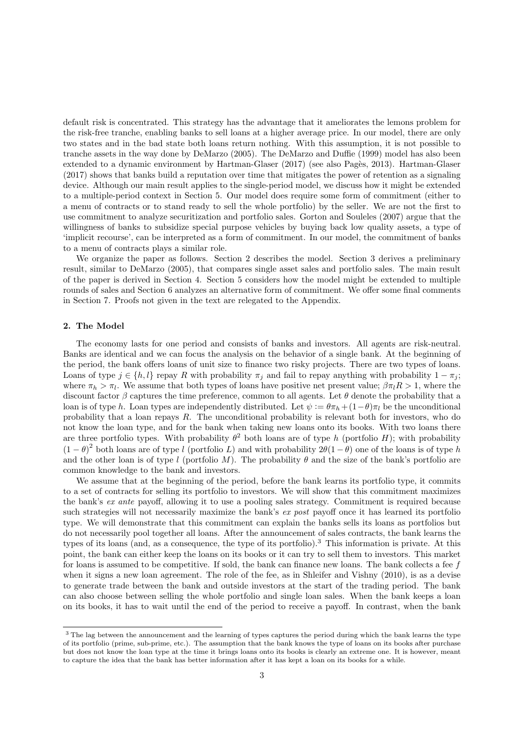default risk is concentrated. This strategy has the advantage that it ameliorates the lemons problem for the risk-free tranche, enabling banks to sell loans at a higher average price. In our model, there are only two states and in the bad state both loans return nothing. With this assumption, it is not possible to tranche assets in the way done by DeMarzo (2005). The DeMarzo and Duffie (1999) model has also been extended to a dynamic environment by Hartman-Glaser (2017) (see also Pagès, 2013). Hartman-Glaser (2017) shows that banks build a reputation over time that mitigates the power of retention as a signaling device. Although our main result applies to the single-period model, we discuss how it might be extended to a multiple-period context in Section 5. Our model does require some form of commitment (either to a menu of contracts or to stand ready to sell the whole portfolio) by the seller. We are not the first to use commitment to analyze securitization and portfolio sales. Gorton and Souleles (2007) argue that the willingness of banks to subsidize special purpose vehicles by buying back low quality assets, a type of 'implicit recourse', can be interpreted as a form of commitment. In our model, the commitment of banks to a menu of contracts plays a similar role.

We organize the paper as follows. Section 2 describes the model. Section 3 derives a preliminary result, similar to DeMarzo (2005), that compares single asset sales and portfolio sales. The main result of the paper is derived in Section 4. Section 5 considers how the model might be extended to multiple rounds of sales and Section 6 analyzes an alternative form of commitment. We offer some final comments in Section 7. Proofs not given in the text are relegated to the Appendix.

## 2. The Model

The economy lasts for one period and consists of banks and investors. All agents are risk-neutral. Banks are identical and we can focus the analysis on the behavior of a single bank. At the beginning of the period, the bank offers loans of unit size to finance two risky projects. There are two types of loans. Loans of type $j \in \{h, l\}$ repay $R$ with probability $\pi_j$ and fail to repay anything with probability $1 - \pi_j$; where $\pi_h > \pi_l$. We assume that both types of loans have positive net present value; $\beta \pi_l R > 1$, where the discount factor $\beta$ captures the time preference, common to all agents. Let $\theta$ denote the probability that a loan is of type $h$. Loan types are independently distributed. Let $\psi := \theta\pi_h + (1-\theta)\pi_l$ be the unconditional probability that a loan repays $R$. The unconditional probability is relevant both for investors, who do not know the loan type, and for the bank when taking new loans onto its books. With two loans there are three portfolio types. With probability $\theta^2$ both loans are of type $h$ (portfolio $H$); with probability $(1-\theta)^2$ both loans are of type $l$ (portfolio $L$) and with probability $2\theta(1-\theta)$ one of the loans is of type $h$ and the other loan is of type $l$ (portfolio $M$). The probability $\theta$ and the size of the bank's portfolio are common knowledge to the bank and investors.

We assume that at the beginning of the period, before the bank learns its portfolio type, it commits to a set of contracts for selling its portfolio to investors. We will show that this commitment maximizes the bank's *ex ante* payoff, allowing it to use a pooling sales strategy. Commitment is required because such strategies will not necessarily maximize the bank's *ex post* payoff once it has learned its portfolio type. We will demonstrate that this commitment can explain the banks sells its loans as portfolios but do not necessarily pool together all loans. After the announcement of sales contracts, the bank learns the types of its loans (and, as a consequence, the type of its portfolio).[3] This information is private. At this point, the bank can either keep the loans on its books or it can try to sell them to investors. This market for loans is assumed to be competitive. If sold, the bank can finance new loans. The bank collects a fee $f$ when it signs a new loan agreement. The role of the fee, as in Shleifer and Vishny (2010), is as a devise to generate trade between the bank and outside investors at the start of the trading period. The bank can also choose between selling the whole portfolio and single loan sales. When the bank keeps a loan on its books, it has to wait until the end of the period to receive a payoff. In contrast, when the bank

[3] The lag between the announcement and the learning of types captures the period during which the bank learns the type of its portfolio (prime, sub-prime, etc.). The assumption that the bank knows the type of loans on its books after purchase but does not know the loan type at the time it brings loans onto its books is clearly an extreme one. It is however, meant to capture the idea that the bank has better information after it has kept a loan on its books for a while.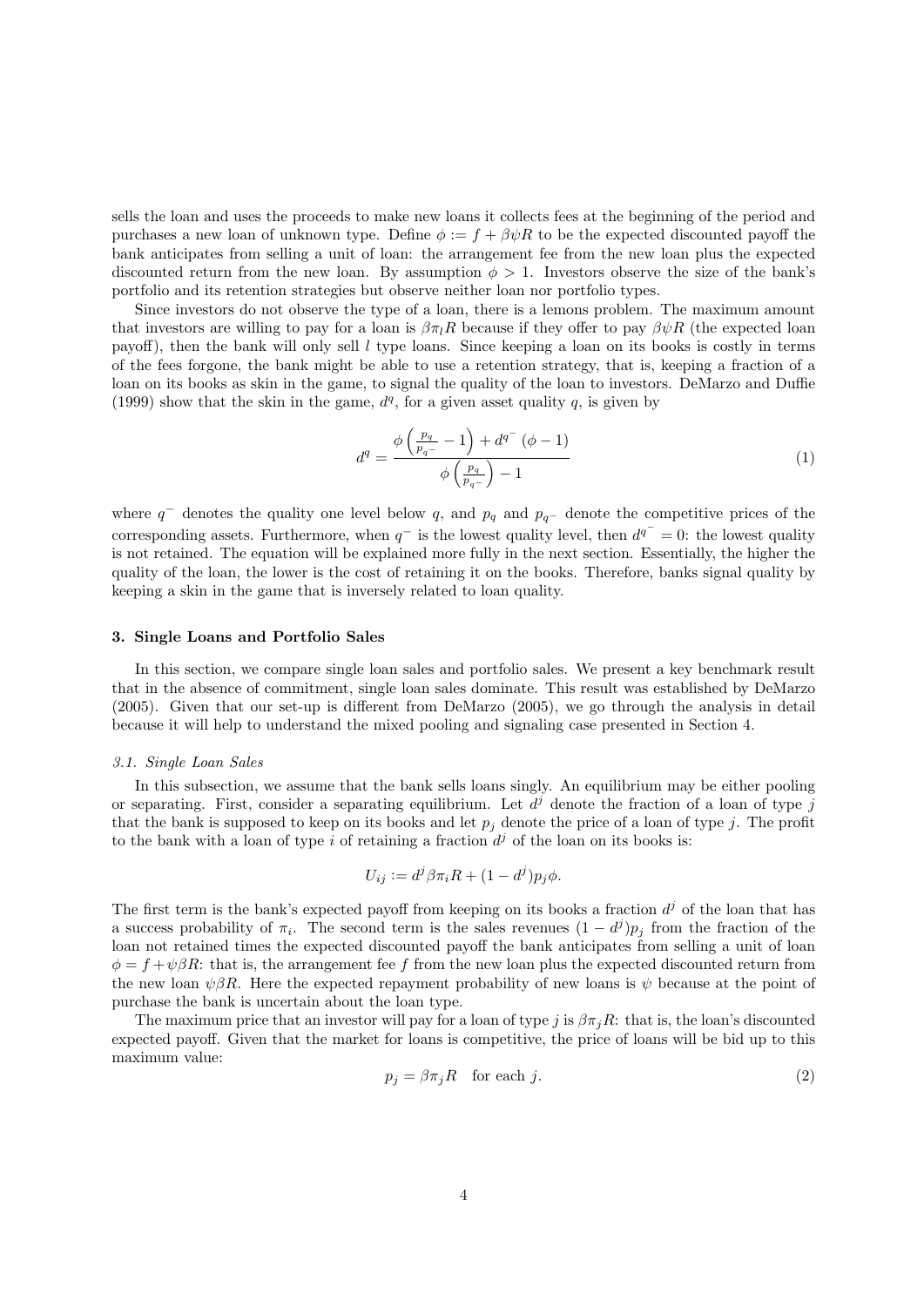sells the loan and uses the proceeds to make new loans it collects fees at the beginning of the period and purchases a new loan of unknown type. Define $\phi := f + \beta\psi R$ to be the expected discounted payoff the bank anticipates from selling a unit of loan: the arrangement fee from the new loan plus the expected discounted return from the new loan. By assumption $\phi > 1$. Investors observe the size of the bank's portfolio and its retention strategies but observe neither loan nor portfolio types.

Since investors do not observe the type of a loan, there is a lemons problem. The maximum amount that investors are willing to pay for a loan is $\beta\pi_l R$ because if they offer to pay $\beta\psi R$ (the expected loan payoff), then the bank will only sell $l$ type loans. Since keeping a loan on its books is costly in terms of the fees forgone, the bank might be able to use a retention strategy, that is, keeping a fraction of a loan on its books as skin in the game, to signal the quality of the loan to investors. DeMarzo and Duffie (1999) show that the skin in the game, $d^q$, for a given asset quality $q$, is given by

$$d^q = \frac{\phi\left(\frac{p_q}{p_{q^-}} - 1\right) + d^{q^-}(\phi - 1)}{\phi\left(\frac{p_q}{p_{q^-}}\right) - 1} \tag{1}$$

where $q^-$ denotes the quality one level below $q$, and $p_q$ and $p_{q^-}$ denote the competitive prices of the corresponding assets. Furthermore, when $q^-$ is the lowest quality level, then $d^{q^-} = 0$: the lowest quality is not retained. The equation will be explained more fully in the next section. Essentially, the higher the quality of the loan, the lower is the cost of retaining it on the books. Therefore, banks signal quality by keeping a skin in the game that is inversely related to loan quality.

### 3. Single Loans and Portfolio Sales

In this section, we compare single loan sales and portfolio sales. We present a key benchmark result that in the absence of commitment, single loan sales dominate. This result was established by DeMarzo (2005). Given that our set-up is different from DeMarzo (2005), we go through the analysis in detail because it will help to understand the mixed pooling and signaling case presented in Section 4.

#### *3.1. Single Loan Sales*

In this subsection, we assume that the bank sells loans singly. An equilibrium may be either pooling or separating. First, consider a separating equilibrium. Let $d^j$ denote the fraction of a loan of type $j$ that the bank is supposed to keep on its books and let $p_j$ denote the price of a loan of type $j$. The profit to the bank with a loan of type $i$ of retaining a fraction $d^j$ of the loan on its books is:

$$U_{ij} := d^j \beta\pi_i R + (1 - d^j)p_j\phi.$$

The first term is the bank's expected payoff from keeping on its books a fraction $d^j$ of the loan that has a success probability of $\pi_i$. The second term is the sales revenues $(1 - d^j)p_j$ from the fraction of the loan not retained times the expected discounted payoff the bank anticipates from selling a unit of loan $\phi = f + \psi\beta R$: that is, the arrangement fee $f$ from the new loan plus the expected discounted return from the new loan $\psi\beta R$. Here the expected repayment probability of new loans is $\psi$ because at the point of purchase the bank is uncertain about the loan type.

The maximum price that an investor will pay for a loan of type $j$ is $\beta\pi_j R$: that is, the loan's discounted expected payoff. Given that the market for loans is competitive, the price of loans will be bid up to this maximum value:

$$p_j = \beta\pi_j R \quad \text{for each } j. \tag{2}$$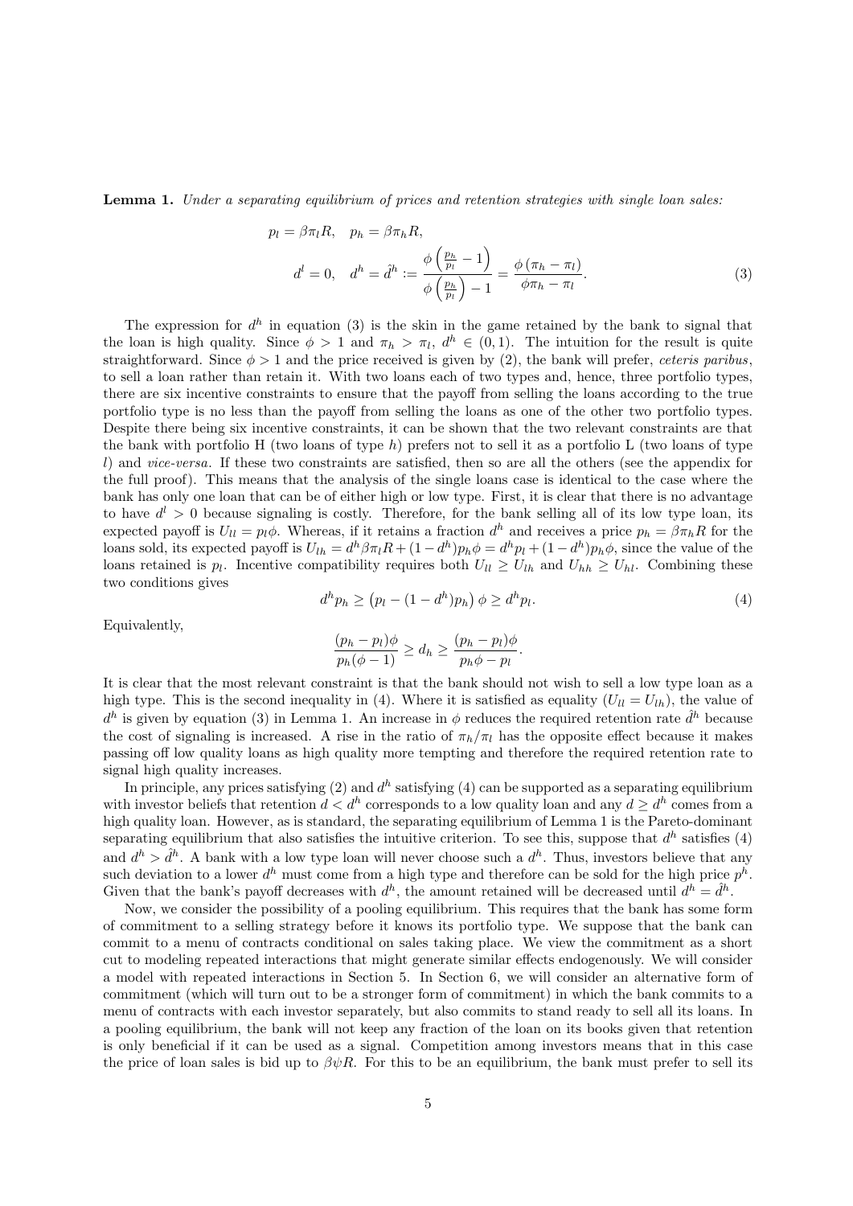**Lemma 1.** *Under a separating equilibrium of prices and retention strategies with single loan sales:*

$$p_l = \beta\pi_l R, \quad p_h = \beta\pi_h R,$$

$$d^l = 0, \quad d^h = \hat{d}^h := \frac{\phi\left(\frac{p_h}{p_l} - 1\right)}{\phi\left(\frac{p_h}{p_l}\right) - 1} = \frac{\phi\left(\pi_h - \pi_l\right)}{\phi\pi_h - \pi_l}. \tag{3}$$

The expression for $d^h$ in equation (3) is the skin in the game retained by the bank to signal that the loan is high quality. Since $\phi > 1$ and $\pi_h > \pi_l$, $d^h \in (0, 1)$. The intuition for the result is quite straightforward. Since $\phi > 1$ and the price received is given by (2), the bank will prefer, *ceteris paribus*, to sell a loan rather than retain it. With two loans each of two types and, hence, three portfolio types, there are six incentive constraints to ensure that the payoff from selling the loans according to the true portfolio type is no less than the payoff from selling the loans as one of the other two portfolio types. Despite there being six incentive constraints, it can be shown that the two relevant constraints are that the bank with portfolio H (two loans of type $h$) prefers not to sell it as a portfolio L (two loans of type $l$) and *vice-versa*. If these two constraints are satisfied, then so are all the others (see the appendix for the full proof). This means that the analysis of the single loans case is identical to the case where the bank has only one loan that can be of either high or low type. First, it is clear that there is no advantage to have $d^l > 0$ because signaling is costly. Therefore, for the bank selling all of its low type loan, its expected payoff is $U_{ll} = p_l\phi$. Whereas, if it retains a fraction $d^h$ and receives a price $p_h = \beta\pi_h R$ for the loans sold, its expected payoff is $U_{lh} = d^h\beta\pi_l R + (1 - d^h)p_h\phi = d^h p_l + (1 - d^h)p_h\phi$, since the value of the loans retained is $p_l$. Incentive compatibility requires both $U_{ll} \geq U_{lh}$ and $U_{hh} \geq U_{hl}$. Combining these two conditions gives

$$d^h p_h \geq \left(p_l - (1 - d^h)p_h\right)\phi \geq d^h p_l. \tag{4}$$

Equivalently,

$$\frac{(p_h - p_l)\phi}{p_h(\phi - 1)} \geq d_h \geq \frac{(p_h - p_l)\phi}{p_h\phi - p_l}.$$

It is clear that the most relevant constraint is that the bank should not wish to sell a low type loan as a high type. This is the second inequality in (4). Where it is satisfied as equality ($U_{ll} = U_{lh}$), the value of $d^h$ is given by equation (3) in Lemma 1. An increase in $\phi$ reduces the required retention rate $\hat{d}^h$ because the cost of signaling is increased. A rise in the ratio of $\pi_h/\pi_l$ has the opposite effect because it makes passing off low quality loans as high quality more tempting and therefore the required retention rate to signal high quality increases.

In principle, any prices satisfying (2) and $d^h$ satisfying (4) can be supported as a separating equilibrium with investor beliefs that retention $d < d^h$ corresponds to a low quality loan and any $d \geq d^h$ comes from a high quality loan. However, as is standard, the separating equilibrium of Lemma 1 is the Pareto-dominant separating equilibrium that also satisfies the intuitive criterion. To see this, suppose that $d^h$ satisfies (4) and $d^h > \hat{d}^h$. A bank with a low type loan will never choose such a $d^h$. Thus, investors believe that any such deviation to a lower $d^h$ must come from a high type and therefore can be sold for the high price $p^h$. Given that the bank's payoff decreases with $d^h$, the amount retained will be decreased until $d^h = \hat{d}^h$.

Now, we consider the possibility of a pooling equilibrium. This requires that the bank has some form of commitment to a selling strategy before it knows its portfolio type. We suppose that the bank can commit to a menu of contracts conditional on sales taking place. We view the commitment as a short cut to modeling repeated interactions that might generate similar effects endogenously. We will consider a model with repeated interactions in Section 5. In Section 6, we will consider an alternative form of commitment (which will turn out to be a stronger form of commitment) in which the bank commits to a menu of contracts with each investor separately, but also commits to stand ready to sell all its loans. In a pooling equilibrium, the bank will not keep any fraction of the loan on its books given that retention is only beneficial if it can be used as a signal. Competition among investors means that in this case the price of loan sales is bid up to $\beta\psi R$. For this to be an equilibrium, the bank must prefer to sell its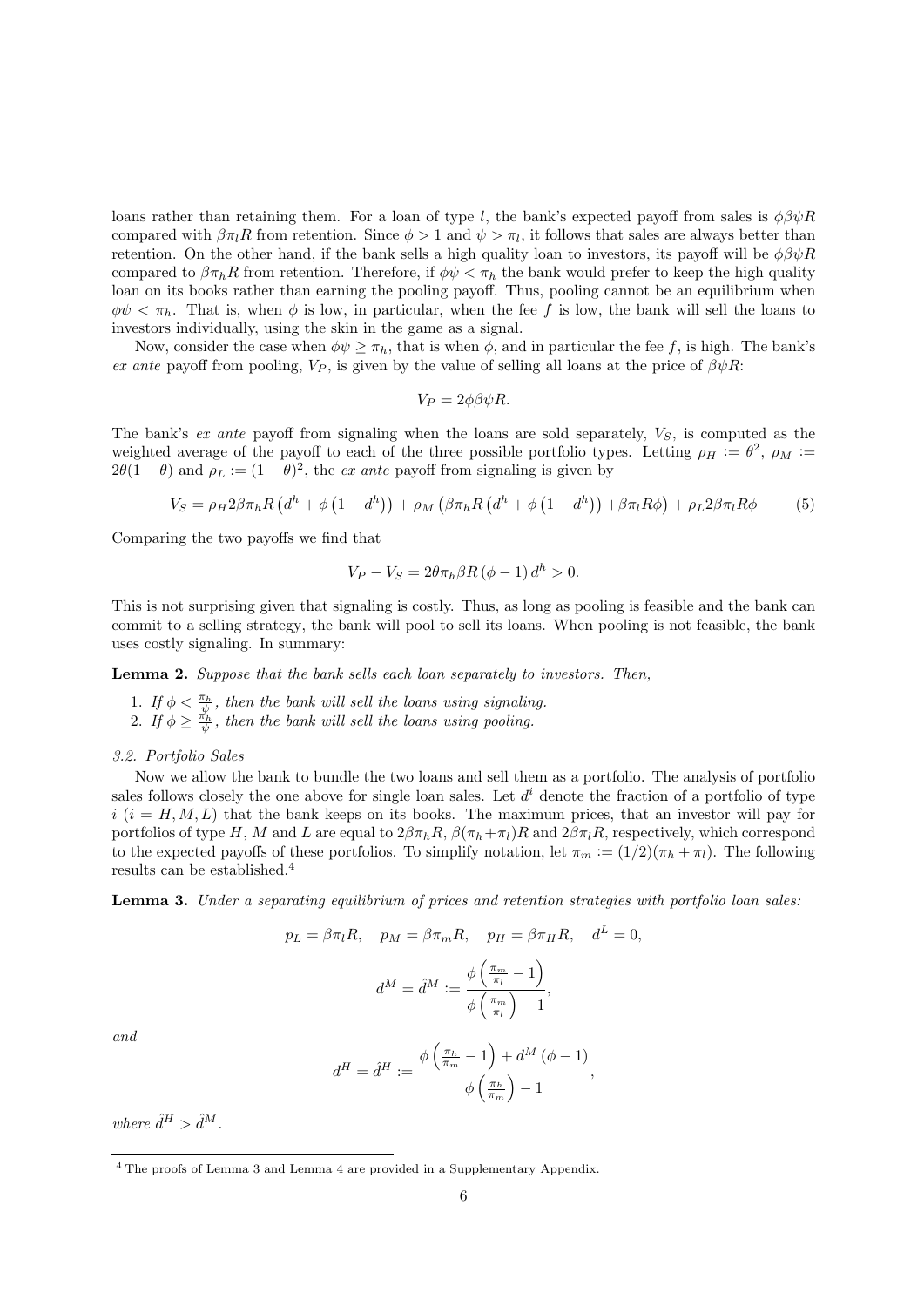loans rather than retaining them. For a loan of type $l$, the bank's expected payoff from sales is $\phi\beta\psi R$ compared with $\beta\pi_l R$ from retention. Since $\phi > 1$ and $\psi > \pi_l$, it follows that sales are always better than retention. On the other hand, if the bank sells a high quality loan to investors, its payoff will be $\phi\beta\psi R$ compared to $\beta\pi_h R$ from retention. Therefore, if $\phi\psi < \pi_h$ the bank would prefer to keep the high quality loan on its books rather than earning the pooling payoff. Thus, pooling cannot be an equilibrium when $\phi\psi < \pi_h$. That is, when $\phi$ is low, in particular, when the fee $f$ is low, the bank will sell the loans to investors individually, using the skin in the game as a signal.

Now, consider the case when $\phi\psi \geq \pi_h$, that is when $\phi$, and in particular the fee $f$, is high. The bank's *ex ante* payoff from pooling, $V_P$, is given by the value of selling all loans at the price of $\beta\psi R$:

$$V_P = 2\phi\beta\psi R.$$

The bank's *ex ante* payoff from signaling when the loans are sold separately, $V_S$, is computed as the weighted average of the payoff to each of the three possible portfolio types. Letting $\rho_H := \theta^2$, $\rho_M := 2\theta(1-\theta)$ and $\rho_L := (1-\theta)^2$, the *ex ante* payoff from signaling is given by

$$V_S = \rho_H 2\beta\pi_h R\left(d^h + \phi\left(1-d^h\right)\right) + \rho_M\left(\beta\pi_h R\left(d^h + \phi\left(1-d^h\right)\right) + \beta\pi_l R\phi\right) + \rho_L 2\beta\pi_l R\phi \tag{5}$$

Comparing the two payoffs we find that

$$V_P - V_S = 2\theta\pi_h\beta R\left(\phi - 1\right)d^h > 0.$$

This is not surprising given that signaling is costly. Thus, as long as pooling is feasible and the bank can commit to a selling strategy, the bank will pool to sell its loans. When pooling is not feasible, the bank uses costly signaling. In summary:

**Lemma 2.** *Suppose that the bank sells each loan separately to investors. Then,*

1. *If $\phi < \frac{\pi_h}{\psi}$, then the bank will sell the loans using signaling.*
2. *If $\phi \geq \frac{\pi_h}{\psi}$, then the bank will sell the loans using pooling.*

### *3.2. Portfolio Sales*

Now we allow the bank to bundle the two loans and sell them as a portfolio. The analysis of portfolio sales follows closely the one above for single loan sales. Let $d^i$ denote the fraction of a portfolio of type $i$ ($i = H, M, L$) that the bank keeps on its books. The maximum prices, that an investor will pay for portfolios of type $H$, $M$ and $L$ are equal to $2\beta\pi_h R$, $\beta(\pi_h+\pi_l)R$ and $2\beta\pi_l R$, respectively, which correspond to the expected payoffs of these portfolios. To simplify notation, let $\pi_m := (1/2)(\pi_h + \pi_l)$. The following results can be established.[4]

**Lemma 3.** *Under a separating equilibrium of prices and retention strategies with portfolio loan sales:*

$$p_L = \beta\pi_l R, \quad p_M = \beta\pi_m R, \quad p_H = \beta\pi_H R, \quad d^L = 0,$$

$$d^M = \hat{d}^M := \frac{\phi\left(\frac{\pi_m}{\pi_l} - 1\right)}{\phi\left(\frac{\pi_m}{\pi_l}\right) - 1},$$

*and*

$$d^H = \hat{d}^H := \frac{\phi\left(\frac{\pi_h}{\pi_m} - 1\right) + d^M\left(\phi - 1\right)}{\phi\left(\frac{\pi_h}{\pi_m}\right) - 1},$$

*where $\hat{d}^H > \hat{d}^M$.*

[4] The proofs of Lemma 3 and Lemma 4 are provided in a Supplementary Appendix.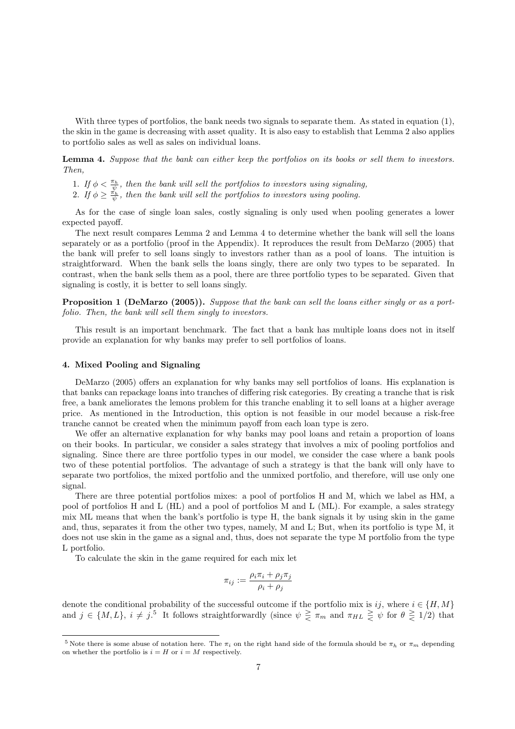With three types of portfolios, the bank needs two signals to separate them. As stated in equation (1), the skin in the game is decreasing with asset quality. It is also easy to establish that Lemma 2 also applies to portfolio sales as well as sales on individual loans.

**Lemma 4.** *Suppose that the bank can either keep the portfolios on its books or sell them to investors. Then,*

1. *If $\phi < \frac{\pi_h}{\psi}$, then the bank will sell the portfolios to investors using signaling,*
2. *If $\phi \geq \frac{\pi_h}{\psi}$, then the bank will sell the portfolios to investors using pooling.*

As for the case of single loan sales, costly signaling is only used when pooling generates a lower expected payoff.

The next result compares Lemma 2 and Lemma 4 to determine whether the bank will sell the loans separately or as a portfolio (proof in the Appendix). It reproduces the result from DeMarzo (2005) that the bank will prefer to sell loans singly to investors rather than as a pool of loans. The intuition is straightforward. When the bank sells the loans singly, there are only two types to be separated. In contrast, when the bank sells them as a pool, there are three portfolio types to be separated. Given that signaling is costly, it is better to sell loans singly.

**Proposition 1 (DeMarzo (2005)).** *Suppose that the bank can sell the loans either singly or as a portfolio. Then, the bank will sell them singly to investors.*

This result is an important benchmark. The fact that a bank has multiple loans does not in itself provide an explanation for why banks may prefer to sell portfolios of loans.

### 4. Mixed Pooling and Signaling

DeMarzo (2005) offers an explanation for why banks may sell portfolios of loans. His explanation is that banks can repackage loans into tranches of differing risk categories. By creating a tranche that is risk free, a bank ameliorates the lemons problem for this tranche enabling it to sell loans at a higher average price. As mentioned in the Introduction, this option is not feasible in our model because a risk-free tranche cannot be created when the minimum payoff from each loan type is zero.

We offer an alternative explanation for why banks may pool loans and retain a proportion of loans on their books. In particular, we consider a sales strategy that involves a mix of pooling portfolios and signaling. Since there are three portfolio types in our model, we consider the case where a bank pools two of these potential portfolios. The advantage of such a strategy is that the bank will only have to separate two portfolios, the mixed portfolio and the unmixed portfolio, and therefore, will use only one signal.

There are three potential portfolios mixes: a pool of portfolios H and M, which we label as HM, a pool of portfolios H and L (HL) and a pool of portfolios M and L (ML). For example, a sales strategy mix ML means that when the bank's portfolio is type H, the bank signals it by using skin in the game and, thus, separates it from the other two types, namely, M and L; But, when its portfolio is type M, it does not use skin in the game as a signal and, thus, does not separate the type M portfolio from the type L portfolio.

To calculate the skin in the game required for each mix let

$$\pi_{ij} := \frac{\rho_i \pi_i + \rho_j \pi_j}{\rho_i + \rho_j}$$

denote the conditional probability of the successful outcome if the portfolio mix is $ij$, where $i \in \{H, M\}$ and $j \in \{M, L\}$, $i \neq j$.[5] It follows straightforwardly (since $\psi \gtreqless \pi_m$ and $\pi_{HL} \gtreqless \psi$ for $\theta \gtreqless 1/2$) that

[5] Note there is some abuse of notation here. The $\pi_i$ on the right hand side of the formula should be $\pi_h$ or $\pi_m$ depending on whether the portfolio is $i = H$ or $i = M$ respectively.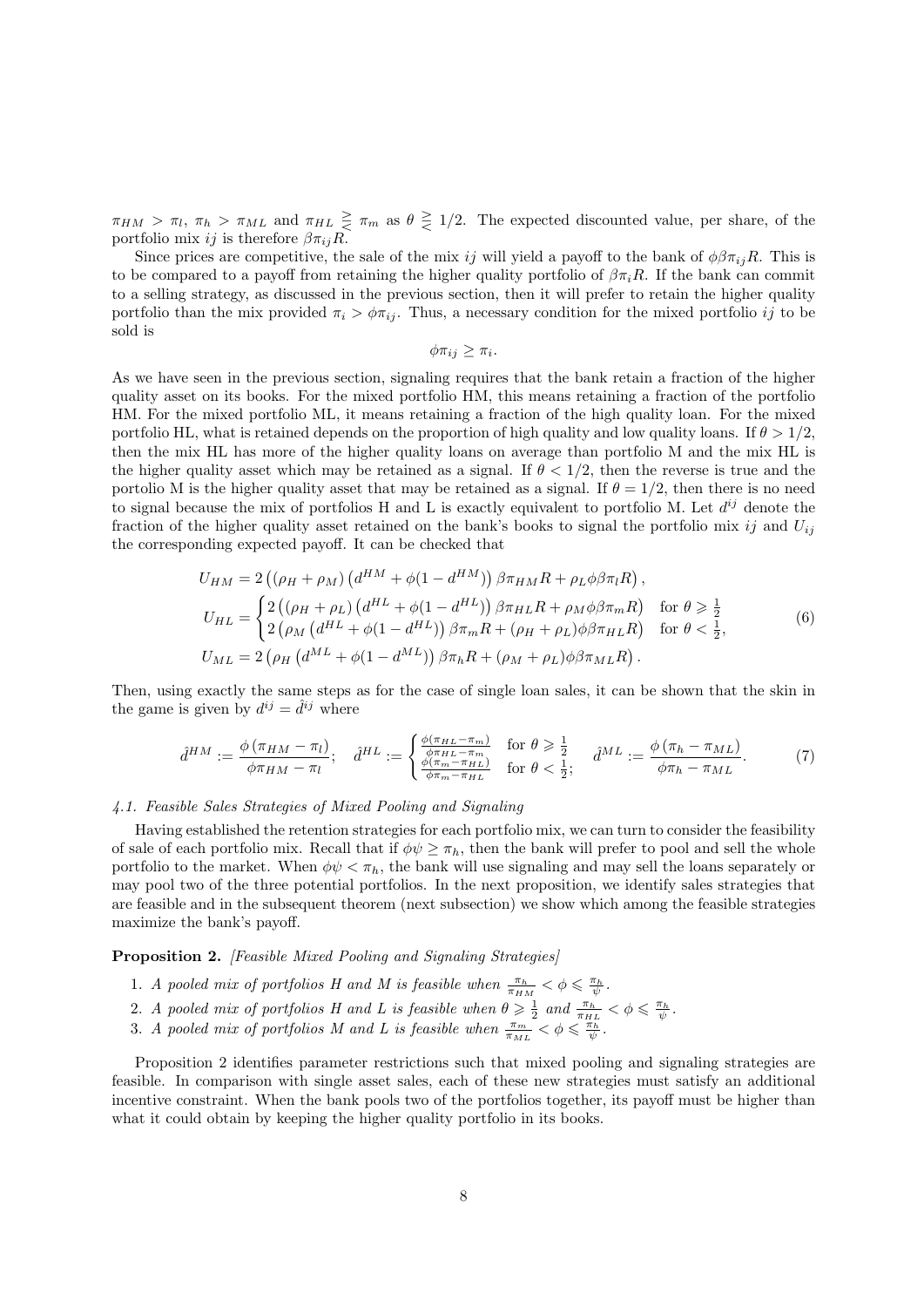$\pi_{HM} > \pi_l$, $\pi_h > \pi_{ML}$ and $\pi_{HL} \gtreqless \pi_m$ as $\theta \gtreqless 1/2$. The expected discounted value, per share, of the portfolio mix $ij$ is therefore $\beta\pi_{ij}R$.

Since prices are competitive, the sale of the mix $ij$ will yield a payoff to the bank of $\phi\beta\pi_{ij}R$. This is to be compared to a payoff from retaining the higher quality portfolio of $\beta\pi_i R$. If the bank can commit to a selling strategy, as discussed in the previous section, then it will prefer to retain the higher quality portfolio than the mix provided $\pi_i > \phi\pi_{ij}$. Thus, a necessary condition for the mixed portfolio $ij$ to be sold is

$$\phi\pi_{ij} \geq \pi_i.$$

As we have seen in the previous section, signaling requires that the bank retain a fraction of the higher quality asset on its books. For the mixed portfolio HM, this means retaining a fraction of the portfolio HM. For the mixed portfolio ML, it means retaining a fraction of the high quality loan. For the mixed portfolio HL, what is retained depends on the proportion of high quality and low quality loans. If $\theta > 1/2$, then the mix HL has more of the higher quality loans on average than portfolio M and the mix HL is the higher quality asset which may be retained as a signal. If $\theta < 1/2$, then the reverse is true and the portolio M is the higher quality asset that may be retained as a signal. If $\theta = 1/2$, then there is no need to signal because the mix of portfolios H and L is exactly equivalent to portfolio M. Let $d^{ij}$ denote the fraction of the higher quality asset retained on the bank's books to signal the portfolio mix $ij$ and $U_{ij}$ the corresponding expected payoff. It can be checked that

$$\begin{aligned}
U_{HM} &= 2\left((\rho_H + \rho_M)\left(d^{HM} + \phi(1-d^{HM})\right)\beta\pi_{HM}R + \rho_L\phi\beta\pi_l R\right), \\
U_{HL} &= \begin{cases} 2\left((\rho_H + \rho_L)\left(d^{HL} + \phi(1-d^{HL})\right)\beta\pi_{HL}R + \rho_M\phi\beta\pi_m R\right) & \text{for } \theta \geqslant \frac{1}{2} \\ 2\left(\rho_M\left(d^{HL} + \phi(1-d^{HL})\right)\beta\pi_m R + (\rho_H + \rho_L)\phi\beta\pi_{HL}R\right) & \text{for } \theta < \frac{1}{2}, \end{cases} \\
U_{ML} &= 2\left(\rho_H\left(d^{ML} + \phi(1-d^{ML})\right)\beta\pi_h R + (\rho_M + \rho_L)\phi\beta\pi_{ML}R\right).
\end{aligned} \tag{6}$$

Then, using exactly the same steps as for the case of single loan sales, it can be shown that the skin in the game is given by $d^{ij} = \hat{d}^{ij}$ where

$$\hat{d}^{HM} := \frac{\phi\left(\pi_{HM} - \pi_l\right)}{\phi\pi_{HM} - \pi_l}; \quad \hat{d}^{HL} := \begin{cases} \frac{\phi(\pi_{HL} - \pi_m)}{\phi\pi_{HL} - \pi_m} & \text{for } \theta \geqslant \frac{1}{2} \\ \frac{\phi(\pi_m - \pi_{HL})}{\phi\pi_m - \pi_{HL}} & \text{for } \theta < \frac{1}{2}; \end{cases} \quad \hat{d}^{ML} := \frac{\phi\left(\pi_h - \pi_{ML}\right)}{\phi\pi_h - \pi_{ML}}. \tag{7}$$

### *4.1. Feasible Sales Strategies of Mixed Pooling and Signaling*

Having established the retention strategies for each portfolio mix, we can turn to consider the feasibility of sale of each portfolio mix. Recall that if $\phi\psi \geq \pi_h$, then the bank will prefer to pool and sell the whole portfolio to the market. When $\phi\psi < \pi_h$, the bank will use signaling and may sell the loans separately or may pool two of the three potential portfolios. In the next proposition, we identify sales strategies that are feasible and in the subsequent theorem (next subsection) we show which among the feasible strategies maximize the bank's payoff.

**Proposition 2.** *[Feasible Mixed Pooling and Signaling Strategies]*

1. *A pooled mix of portfolios H and M is feasible when* $\frac{\pi_h}{\pi_{HM}} < \phi \leqslant \frac{\pi_h}{\psi}$.
2. *A pooled mix of portfolios H and L is feasible when* $\theta \geqslant \frac{1}{2}$ *and* $\frac{\pi_h}{\pi_{HL}} < \phi \leqslant \frac{\pi_h}{\psi}$.
3. *A pooled mix of portfolios M and L is feasible when* $\frac{\pi_m}{\pi_{ML}} < \phi \leqslant \frac{\pi_h}{\psi}$.

Proposition 2 identifies parameter restrictions such that mixed pooling and signaling strategies are feasible. In comparison with single asset sales, each of these new strategies must satisfy an additional incentive constraint. When the bank pools two of the portfolios together, its payoff must be higher than what it could obtain by keeping the higher quality portfolio in its books.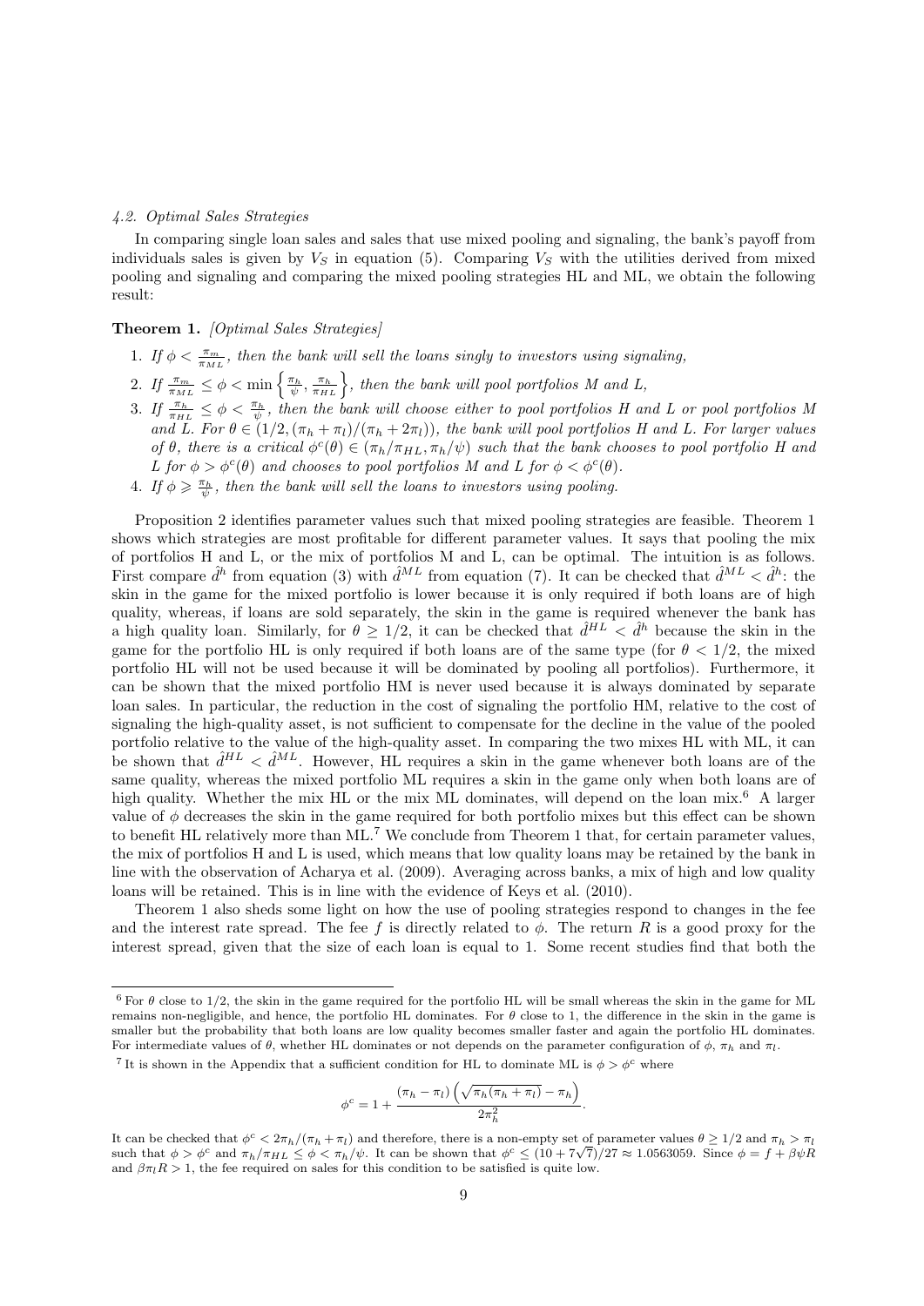### 4.2. Optimal Sales Strategies

In comparing single loan sales and sales that use mixed pooling and signaling, the bank's payoff from individuals sales is given by $V_S$ in equation (5). Comparing $V_S$ with the utilities derived from mixed pooling and signaling and comparing the mixed pooling strategies HL and ML, we obtain the following result:

**Theorem 1.** *[Optimal Sales Strategies]*

1. *If $\phi < \frac{\pi_m}{\pi_{ML}}$, then the bank will sell the loans singly to investors using signaling,*
2. *If $\frac{\pi_m}{\pi_{ML}} \leq \phi < \min\left\{\frac{\pi_h}{\psi}, \frac{\pi_h}{\pi_{HL}}\right\}$, then the bank will pool portfolios M and L,*
3. *If $\frac{\pi_h}{\pi_{HL}} \leq \phi < \frac{\pi_h}{\psi}$, then the bank will choose either to pool portfolios H and L or pool portfolios M and L. For $\theta \in (1/2, (\pi_h + \pi_l)/(\pi_h + 2\pi_l))$, the bank will pool portfolios H and L. For larger values of $\theta$, there is a critical $\phi^c(\theta) \in (\pi_h/\pi_{HL}, \pi_h/\psi)$ such that the bank chooses to pool portfolio H and L for $\phi > \phi^c(\theta)$ and chooses to pool portfolios M and L for $\phi < \phi^c(\theta)$.*
4. *If $\phi \geqslant \frac{\pi_h}{\psi}$, then the bank will sell the loans to investors using pooling.*

Proposition 2 identifies parameter values such that mixed pooling strategies are feasible. Theorem 1 shows which strategies are most profitable for different parameter values. It says that pooling the mix of portfolios H and L, or the mix of portfolios M and L, can be optimal. The intuition is as follows. First compare $\hat{d}^h$ from equation (3) with $\hat{d}^{ML}$ from equation (7). It can be checked that $\hat{d}^{ML} < \hat{d}^h$: the skin in the game for the mixed portfolio is lower because it is only required if both loans are of high quality, whereas, if loans are sold separately, the skin in the game is required whenever the bank has a high quality loan. Similarly, for $\theta \geq 1/2$, it can be checked that $\hat{d}^{HL} < \hat{d}^h$ because the skin in the game for the portfolio HL is only required if both loans are of the same type (for $\theta < 1/2$, the mixed portfolio HL will not be used because it will be dominated by pooling all portfolios). Furthermore, it can be shown that the mixed portfolio HM is never used because it is always dominated by separate loan sales. In particular, the reduction in the cost of signaling the portfolio HM, relative to the cost of signaling the high-quality asset, is not sufficient to compensate for the decline in the value of the pooled portfolio relative to the value of the high-quality asset. In comparing the two mixes HL with ML, it can be shown that $\hat{d}^{HL} < \hat{d}^{ML}$. However, HL requires a skin in the game whenever both loans are of the same quality, whereas the mixed portfolio ML requires a skin in the game only when both loans are of high quality. Whether the mix HL or the mix ML dominates, will depend on the loan mix.[6] A larger value of $\phi$ decreases the skin in the game required for both portfolio mixes but this effect can be shown to benefit HL relatively more than ML.[7] We conclude from Theorem 1 that, for certain parameter values, the mix of portfolios H and L is used, which means that low quality loans may be retained by the bank in line with the observation of Acharya et al. (2009). Averaging across banks, a mix of high and low quality loans will be retained. This is in line with the evidence of Keys et al. (2010).

Theorem 1 also sheds some light on how the use of pooling strategies respond to changes in the fee and the interest rate spread. The fee $f$ is directly related to $\phi$. The return $R$ is a good proxy for the interest spread, given that the size of each loan is equal to 1. Some recent studies find that both the

---

[6] For $\theta$ close to 1/2, the skin in the game required for the portfolio HL will be small whereas the skin in the game for ML remains non-negligible, and hence, the portfolio HL dominates. For $\theta$ close to 1, the difference in the skin in the game is smaller but the probability that both loans are low quality becomes smaller faster and again the portfolio HL dominates. For intermediate values of $\theta$, whether HL dominates or not depends on the parameter configuration of $\phi$, $\pi_h$ and $\pi_l$.

[7] It is shown in the Appendix that a sufficient condition for HL to dominate ML is $\phi > \phi^c$ where

$$\phi^c = 1 + \frac{(\pi_h - \pi_l)\left(\sqrt{\pi_h(\pi_h + \pi_l)} - \pi_h\right)}{2\pi_h^2}.$$

It can be checked that $\phi^c < 2\pi_h/(\pi_h + \pi_l)$ and therefore, there is a non-empty set of parameter values $\theta \geq 1/2$ and $\pi_h > \pi_l$ such that $\phi > \phi^c$ and $\pi_h/\pi_{HL} \leq \phi < \pi_h/\psi$. It can be shown that $\phi^c \leq (10 + 7\sqrt{7})/27 \approx 1.0563059$. Since $\phi = f + \beta\psi R$ and $\beta\pi_l R > 1$, the fee required on sales for this condition to be satisfied is quite low.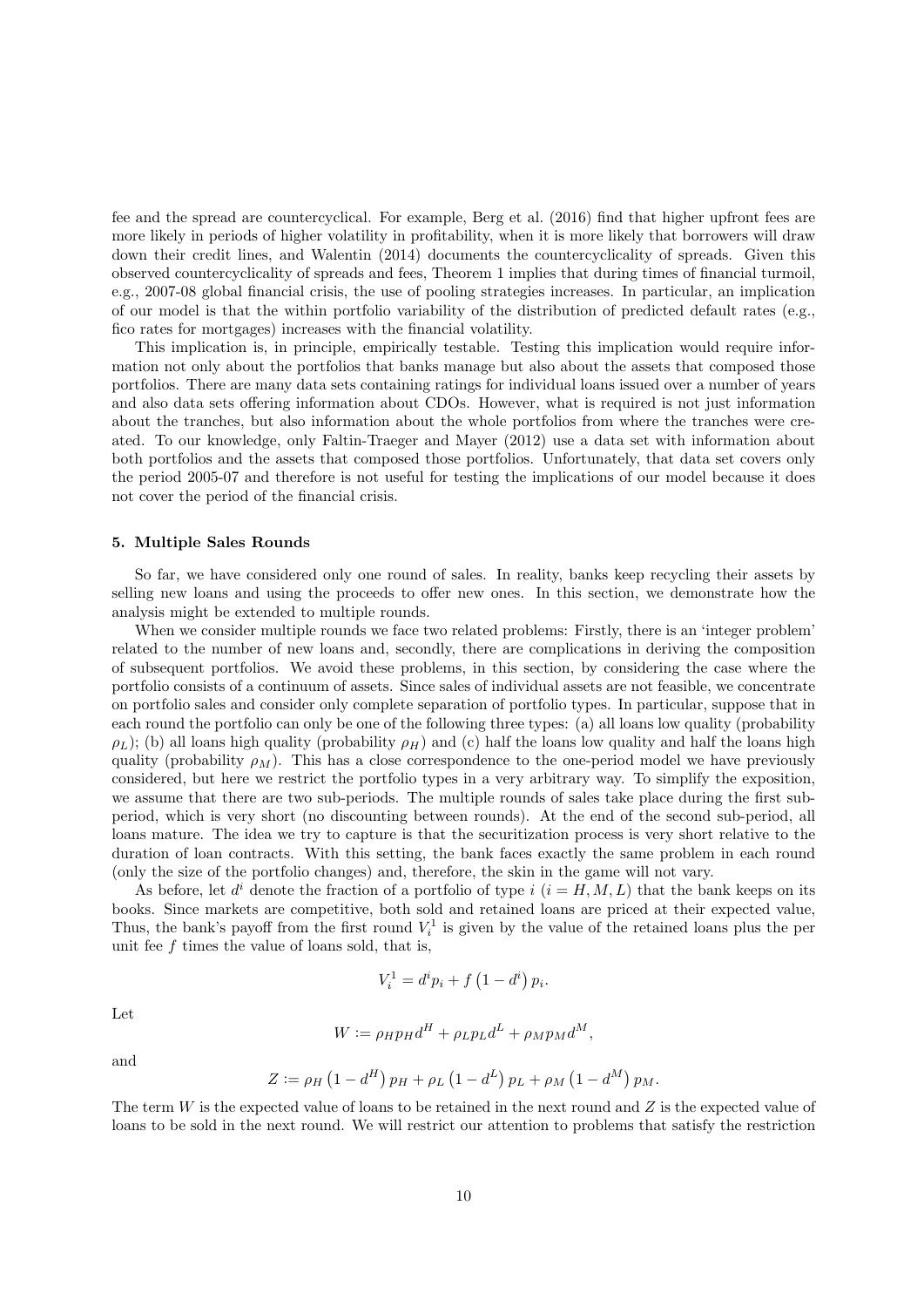fee and the spread are countercyclical. For example, Berg et al. (2016) find that higher upfront fees are more likely in periods of higher volatility in profitability, when it is more likely that borrowers will draw down their credit lines, and Walentin (2014) documents the countercyclicality of spreads. Given this observed countercyclicality of spreads and fees, Theorem 1 implies that during times of financial turmoil, e.g., 2007-08 global financial crisis, the use of pooling strategies increases. In particular, an implication of our model is that the within portfolio variability of the distribution of predicted default rates (e.g., fico rates for mortgages) increases with the financial volatility.

This implication is, in principle, empirically testable. Testing this implication would require information not only about the portfolios that banks manage but also about the assets that composed those portfolios. There are many data sets containing ratings for individual loans issued over a number of years and also data sets offering information about CDOs. However, what is required is not just information about the tranches, but also information about the whole portfolios from where the tranches were created. To our knowledge, only Faltin-Traeger and Mayer (2012) use a data set with information about both portfolios and the assets that composed those portfolios. Unfortunately, that data set covers only the period 2005-07 and therefore is not useful for testing the implications of our model because it does not cover the period of the financial crisis.

#### 5. Multiple Sales Rounds

So far, we have considered only one round of sales. In reality, banks keep recycling their assets by selling new loans and using the proceeds to offer new ones. In this section, we demonstrate how the analysis might be extended to multiple rounds.

When we consider multiple rounds we face two related problems: Firstly, there is an 'integer problem' related to the number of new loans and, secondly, there are complications in deriving the composition of subsequent portfolios. We avoid these problems, in this section, by considering the case where the portfolio consists of a continuum of assets. Since sales of individual assets are not feasible, we concentrate on portfolio sales and consider only complete separation of portfolio types. In particular, suppose that in each round the portfolio can only be one of the following three types: (a) all loans low quality (probability $\rho_L$); (b) all loans high quality (probability $\rho_H$) and (c) half the loans low quality and half the loans high quality (probability $\rho_M$). This has a close correspondence to the one-period model we have previously considered, but here we restrict the portfolio types in a very arbitrary way. To simplify the exposition, we assume that there are two sub-periods. The multiple rounds of sales take place during the first sub-period, which is very short (no discounting between rounds). At the end of the second sub-period, all loans mature. The idea we try to capture is that the securitization process is very short relative to the duration of loan contracts. With this setting, the bank faces exactly the same problem in each round (only the size of the portfolio changes) and, therefore, the skin in the game will not vary.

As before, let $d^i$ denote the fraction of a portfolio of type $i$ $(i = H, M, L)$ that the bank keeps on its books. Since markets are competitive, both sold and retained loans are priced at their expected value, Thus, the bank's payoff from the first round $V_i^1$ is given by the value of the retained loans plus the per unit fee $f$ times the value of loans sold, that is,

$$V_i^1 = d^i p_i + f\left(1 - d^i\right) p_i.$$

Let

$$W := \rho_H p_H d^H + \rho_L p_L d^L + \rho_M p_M d^M,$$

and

$$Z := \rho_H \left(1 - d^H\right) p_H + \rho_L \left(1 - d^L\right) p_L + \rho_M \left(1 - d^M\right) p_M.$$

The term $W$ is the expected value of loans to be retained in the next round and $Z$ is the expected value of loans to be sold in the next round. We will restrict our attention to problems that satisfy the restriction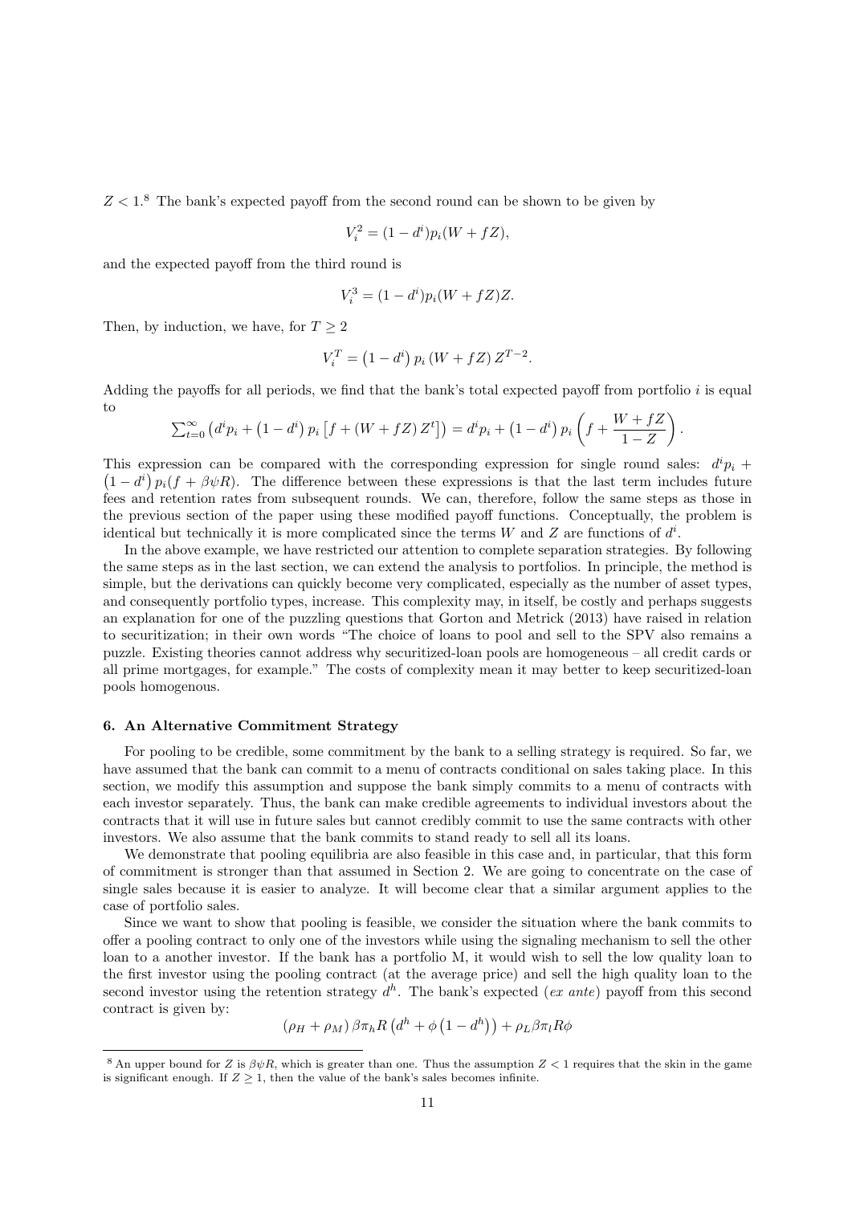$Z < 1$.[8] The bank's expected payoff from the second round can be shown to be given by

$$V_i^2 = (1 - d^i) p_i (W + fZ),$$

and the expected payoff from the third round is

$$V_i^3 = (1 - d^i) p_i (W + fZ) Z.$$

Then, by induction, we have, for $T \geq 2$

$$V_i^T = \left(1 - d^i\right) p_i \left(W + fZ\right) Z^{T-2}.$$

Adding the payoffs for all periods, we find that the bank's total expected payoff from portfolio $i$ is equal to

$$\textstyle\sum_{t=0}^{\infty} \left(d^i p_i + \left(1 - d^i\right) p_i \left[f + \left(W + fZ\right) Z^t\right]\right) = d^i p_i + \left(1 - d^i\right) p_i \left(f + \dfrac{W + fZ}{1 - Z}\right).$$

This expression can be compared with the corresponding expression for single round sales: $d^i p_i + \left(1 - d^i\right) p_i (f + \beta \psi R)$. The difference between these expressions is that the last term includes future fees and retention rates from subsequent rounds. We can, therefore, follow the same steps as those in the previous section of the paper using these modified payoff functions. Conceptually, the problem is identical but technically it is more complicated since the terms $W$ and $Z$ are functions of $d^i$.

In the above example, we have restricted our attention to complete separation strategies. By following the same steps as in the last section, we can extend the analysis to portfolios. In principle, the method is simple, but the derivations can quickly become very complicated, especially as the number of asset types, and consequently portfolio types, increase. This complexity may, in itself, be costly and perhaps suggests an explanation for one of the puzzling questions that Gorton and Metrick (2013) have raised in relation to securitization; in their own words "The choice of loans to pool and sell to the SPV also remains a puzzle. Existing theories cannot address why securitized-loan pools are homogeneous – all credit cards or all prime mortgages, for example." The costs of complexity mean it may better to keep securitized-loan pools homogenous.

## 6. An Alternative Commitment Strategy

For pooling to be credible, some commitment by the bank to a selling strategy is required. So far, we have assumed that the bank can commit to a menu of contracts conditional on sales taking place. In this section, we modify this assumption and suppose the bank simply commits to a menu of contracts with each investor separately. Thus, the bank can make credible agreements to individual investors about the contracts that it will use in future sales but cannot credibly commit to use the same contracts with other investors. We also assume that the bank commits to stand ready to sell all its loans.

We demonstrate that pooling equilibria are also feasible in this case and, in particular, that this form of commitment is stronger than that assumed in Section 2. We are going to concentrate on the case of single sales because it is easier to analyze. It will become clear that a similar argument applies to the case of portfolio sales.

Since we want to show that pooling is feasible, we consider the situation where the bank commits to offer a pooling contract to only one of the investors while using the signaling mechanism to sell the other loan to a another investor. If the bank has a portfolio M, it would wish to sell the low quality loan to the first investor using the pooling contract (at the average price) and sell the high quality loan to the second investor using the retention strategy $d^h$. The bank's expected (*ex ante*) payoff from this second contract is given by:

$$\left(\rho_H + \rho_M\right) \beta \pi_h R \left(d^h + \phi \left(1 - d^h\right)\right) + \rho_L \beta \pi_l R \phi$$

[8] An upper bound for $Z$ is $\beta \psi R$, which is greater than one. Thus the assumption $Z < 1$ requires that the skin in the game is significant enough. If $Z \geq 1$, then the value of the bank's sales becomes infinite.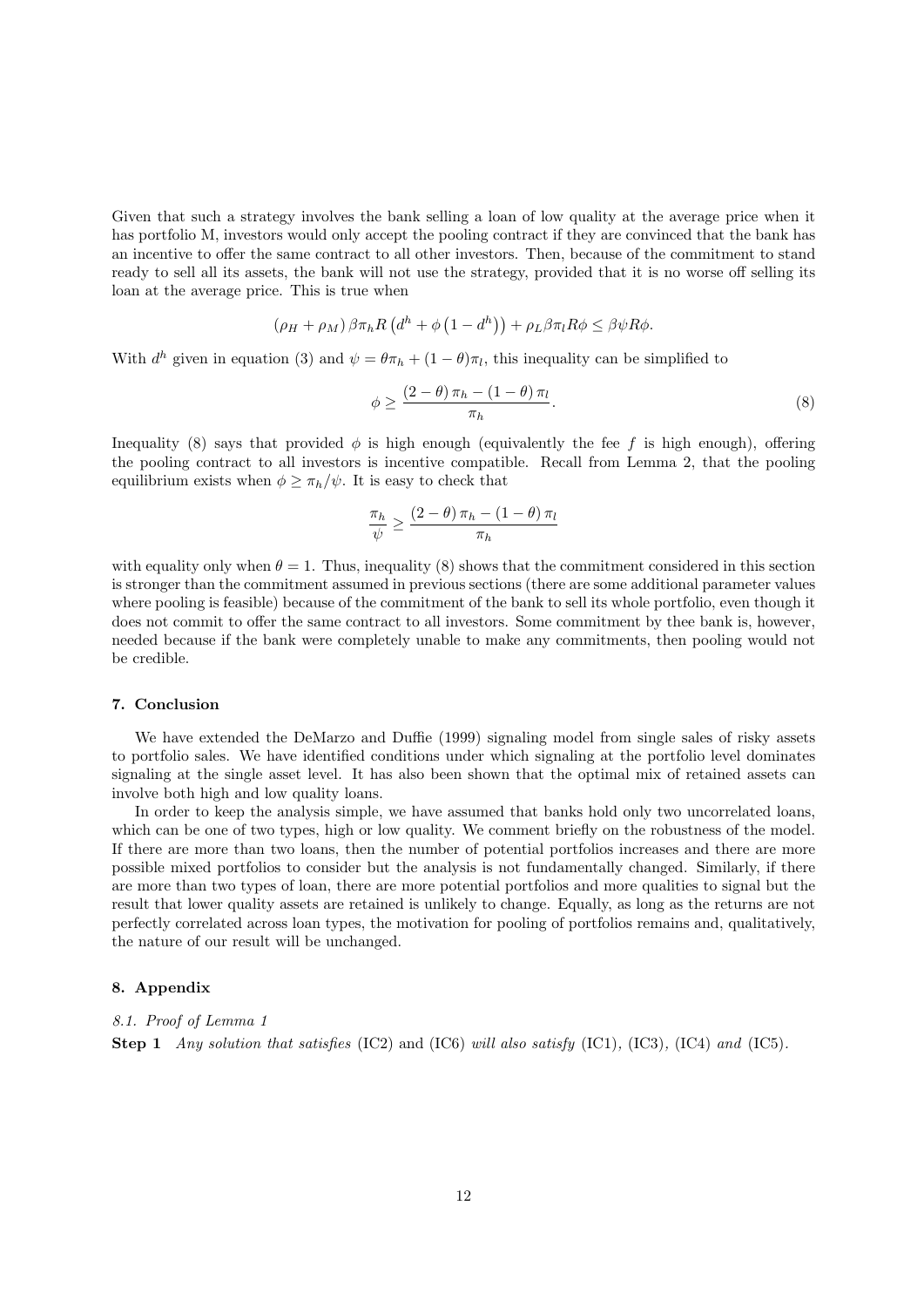Given that such a strategy involves the bank selling a loan of low quality at the average price when it has portfolio M, investors would only accept the pooling contract if they are convinced that the bank has an incentive to offer the same contract to all other investors. Then, because of the commitment to stand ready to sell all its assets, the bank will not use the strategy, provided that it is no worse off selling its loan at the average price. This is true when

$$(\rho_H + \rho_M)\,\beta\pi_h R\left(d^h + \phi\left(1 - d^h\right)\right) + \rho_L \beta\pi_l R\phi \leq \beta\psi R\phi.$$

With $d^h$ given in equation (3) and $\psi = \theta\pi_h + (1-\theta)\pi_l$, this inequality can be simplified to

$$\phi \geq \frac{(2-\theta)\,\pi_h - (1-\theta)\,\pi_l}{\pi_h}. \tag{8}$$

Inequality (8) says that provided $\phi$ is high enough (equivalently the fee $f$ is high enough), offering the pooling contract to all investors is incentive compatible. Recall from Lemma 2, that the pooling equilibrium exists when $\phi \geq \pi_h/\psi$. It is easy to check that

$$\frac{\pi_h}{\psi} \geq \frac{(2-\theta)\,\pi_h - (1-\theta)\,\pi_l}{\pi_h}$$

with equality only when $\theta = 1$. Thus, inequality (8) shows that the commitment considered in this section is stronger than the commitment assumed in previous sections (there are some additional parameter values where pooling is feasible) because of the commitment of the bank to sell its whole portfolio, even though it does not commit to offer the same contract to all investors. Some commitment by thee bank is, however, needed because if the bank were completely unable to make any commitments, then pooling would not be credible.

## 7. Conclusion

We have extended the DeMarzo and Duffie (1999) signaling model from single sales of risky assets to portfolio sales. We have identified conditions under which signaling at the portfolio level dominates signaling at the single asset level. It has also been shown that the optimal mix of retained assets can involve both high and low quality loans.

In order to keep the analysis simple, we have assumed that banks hold only two uncorrelated loans, which can be one of two types, high or low quality. We comment briefly on the robustness of the model. If there are more than two loans, then the number of potential portfolios increases and there are more possible mixed portfolios to consider but the analysis is not fundamentally changed. Similarly, if there are more than two types of loan, there are more potential portfolios and more qualities to signal but the result that lower quality assets are retained is unlikely to change. Equally, as long as the returns are not perfectly correlated across loan types, the motivation for pooling of portfolios remains and, qualitatively, the nature of our result will be unchanged.

## 8. Appendix

### *8.1. Proof of Lemma 1*

**Step 1** *Any solution that satisfies* (IC2) and (IC6) *will also satisfy* (IC1)*,* (IC3)*,* (IC4) *and* (IC5)*.*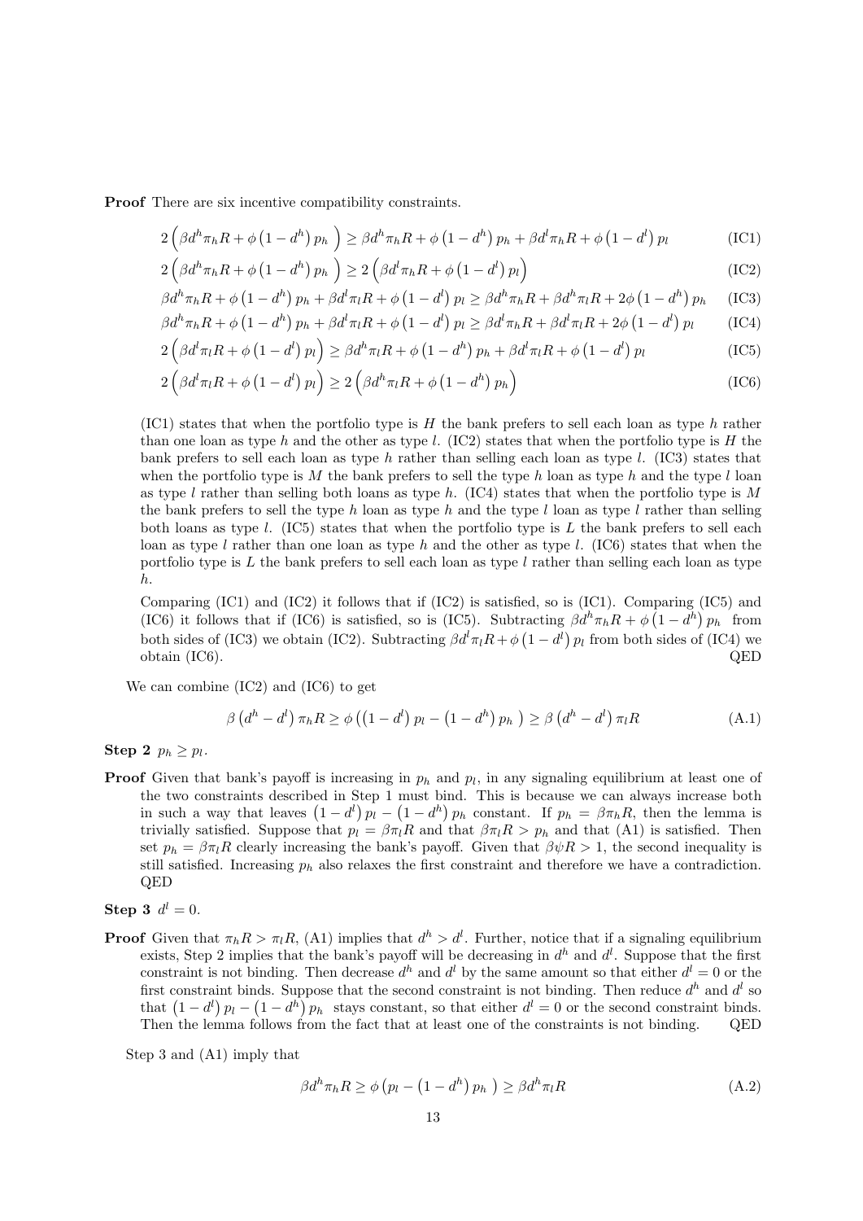**Proof** There are six incentive compatibility constraints.

$$2\left(\beta d^h \pi_h R + \phi\left(1-d^h\right)p_h\ \right) \geq \beta d^h \pi_h R + \phi\left(1-d^h\right)p_h + \beta d^l \pi_h R + \phi\left(1-d^l\right)p_l \tag{IC1}$$

$$2\left(\beta d^h \pi_h R + \phi\left(1-d^h\right)p_h\ \right) \geq 2\left(\beta d^l \pi_h R + \phi\left(1-d^l\right)p_l\right) \tag{IC2}$$

$$\beta d^h \pi_h R + \phi\left(1-d^h\right)p_h + \beta d^l \pi_l R + \phi\left(1-d^l\right)p_l \geq \beta d^h \pi_h R + \beta d^h \pi_l R + 2\phi\left(1-d^h\right)p_h \tag{IC3}$$

$$\beta d^h \pi_h R + \phi\left(1-d^h\right)p_h + \beta d^l \pi_l R + \phi\left(1-d^l\right)p_l \geq \beta d^l \pi_h R + \beta d^l \pi_l R + 2\phi\left(1-d^l\right)p_l \tag{IC4}$$

$$2\left(\beta d^l \pi_l R + \phi\left(1-d^l\right)p_l\right) \geq \beta d^h \pi_l R + \phi\left(1-d^h\right)p_h + \beta d^l \pi_l R + \phi\left(1-d^l\right)p_l \tag{IC5}$$

$$2\left(\beta d^l \pi_l R + \phi\left(1-d^l\right)p_l\right) \geq 2\left(\beta d^h \pi_l R + \phi\left(1-d^h\right)p_h\right) \tag{IC6}$$

(IC1) states that when the portfolio type is $H$ the bank prefers to sell each loan as type $h$ rather than one loan as type $h$ and the other as type $l$. (IC2) states that when the portfolio type is $H$ the bank prefers to sell each loan as type $h$ rather than selling each loan as type $l$. (IC3) states that when the portfolio type is $M$ the bank prefers to sell the type $h$ loan as type $h$ and the type $l$ loan as type $l$ rather than selling both loans as type $h$. (IC4) states that when the portfolio type is $M$ the bank prefers to sell the type $h$ loan as type $h$ and the type $l$ loan as type $l$ rather than selling both loans as type $l$. (IC5) states that when the portfolio type is $L$ the bank prefers to sell each loan as type $l$ rather than one loan as type $h$ and the other as type $l$. (IC6) states that when the portfolio type is $L$ the bank prefers to sell each loan as type $l$ rather than selling each loan as type $h$.

Comparing (IC1) and (IC2) it follows that if (IC2) is satisfied, so is (IC1). Comparing (IC5) and (IC6) it follows that if (IC6) is satisfied, so is (IC5). Subtracting $\beta d^h \pi_h R + \phi\left(1-d^h\right)p_h$ from both sides of (IC3) we obtain (IC2). Subtracting $\beta d^l \pi_l R + \phi\left(1-d^l\right)p_l$ from both sides of (IC4) we obtain (IC6). QED

We can combine (IC2) and (IC6) to get

$$\beta\left(d^h - d^l\right)\pi_h R \geq \phi\left(\left(1-d^l\right)p_l - \left(1-d^h\right)p_h\ \right) \geq \beta\left(d^h - d^l\right)\pi_l R \tag{A.1}$$

**Step 2** $p_h \geq p_l$.

**Proof** Given that bank's payoff is increasing in $p_h$ and $p_l$, in any signaling equilibrium at least one of the two constraints described in Step 1 must bind. This is because we can always increase both in such a way that leaves $\left(1-d^l\right)p_l - \left(1-d^h\right)p_h$ constant. If $p_h = \beta\pi_h R$, then the lemma is trivially satisfied. Suppose that $p_l = \beta\pi_l R$ and that $\beta\pi_l R > p_h$ and that (A1) is satisfied. Then set $p_h = \beta\pi_l R$ clearly increasing the bank's payoff. Given that $\beta\psi R > 1$, the second inequality is still satisfied. Increasing $p_h$ also relaxes the first constraint and therefore we have a contradiction. QED

**Step 3** $d^l = 0$.

**Proof** Given that $\pi_h R > \pi_l R$, (A1) implies that $d^h > d^l$. Further, notice that if a signaling equilibrium exists, Step 2 implies that the bank's payoff will be decreasing in $d^h$ and $d^l$. Suppose that the first constraint is not binding. Then decrease $d^h$ and $d^l$ by the same amount so that either $d^l = 0$ or the first constraint binds. Suppose that the second constraint is not binding. Then reduce $d^h$ and $d^l$ so that $\left(1-d^l\right)p_l - \left(1-d^h\right)p_h$ stays constant, so that either $d^l = 0$ or the second constraint binds. Then the lemma follows from the fact that at least one of the constraints is not binding. QED

Step 3 and (A1) imply that

$$\beta d^h \pi_h R \geq \phi\left(p_l - \left(1-d^h\right)p_h\ \right) \geq \beta d^h \pi_l R \tag{A.2}$$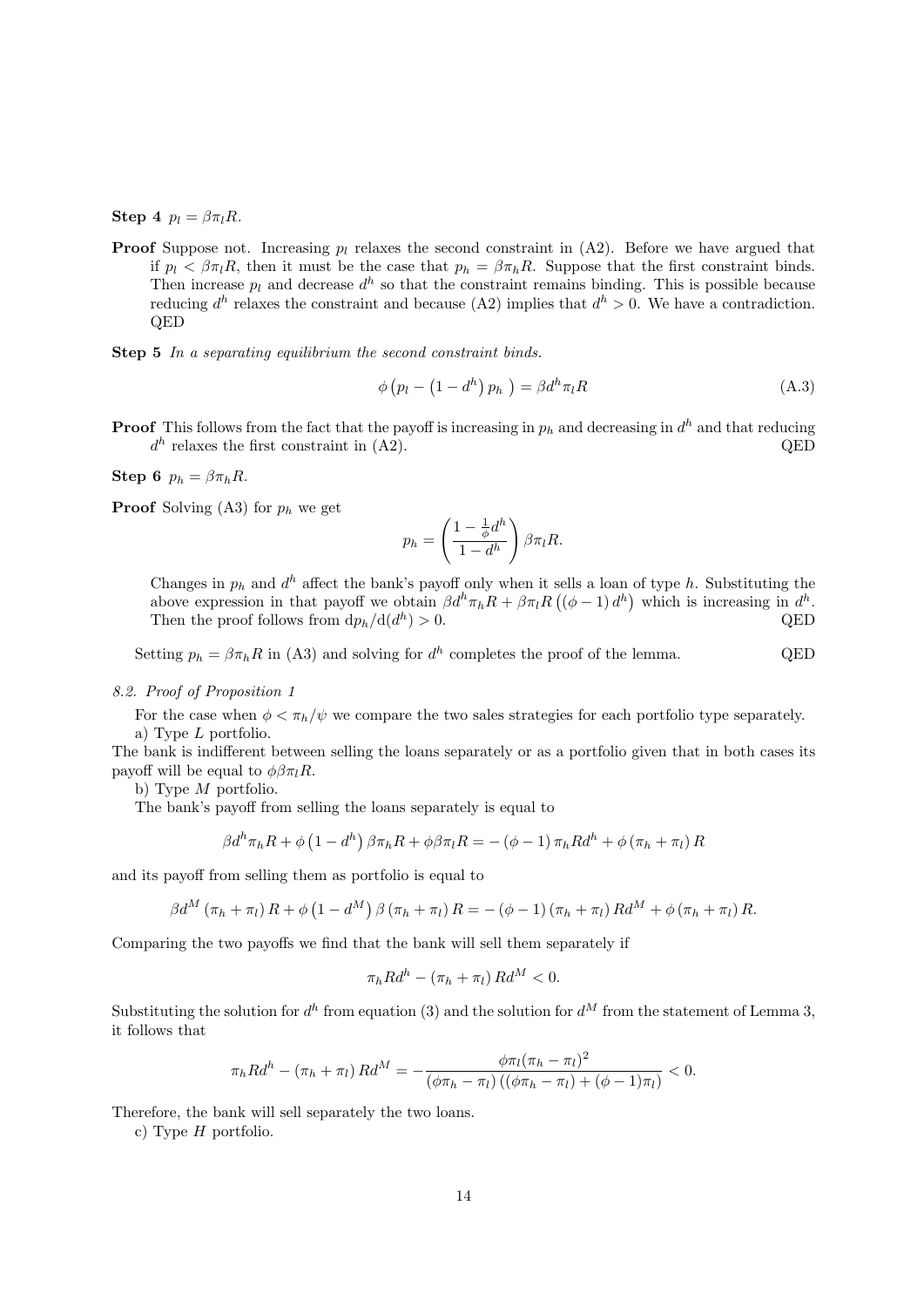**Step 4** $p_l = \beta\pi_l R$.

**Proof** Suppose not. Increasing $p_l$ relaxes the second constraint in (A2). Before we have argued that if $p_l < \beta\pi_l R$, then it must be the case that $p_h = \beta\pi_h R$. Suppose that the first constraint binds. Then increase $p_l$ and decrease $d^h$ so that the constraint remains binding. This is possible because reducing $d^h$ relaxes the constraint and because (A2) implies that $d^h > 0$. We have a contradiction. QED

**Step 5** *In a separating equilibrium the second constraint binds.*

$$\phi\left(p_l - \left(1 - d^h\right) p_h\ \right) = \beta d^h \pi_l R \tag{A.3}$$

**Proof** This follows from the fact that the payoff is increasing in $p_h$ and decreasing in $d^h$ and that reducing $d^h$ relaxes the first constraint in (A2). QED

**Step 6** $p_h = \beta\pi_h R$.

**Proof** Solving (A3) for $p_h$ we get

$$p_h = \left(\frac{1 - \frac{1}{\phi}d^h}{1 - d^h}\right)\beta\pi_l R.$$

Changes in $p_h$ and $d^h$ affect the bank's payoff only when it sells a loan of type $h$. Substituting the above expression in that payoff we obtain $\beta d^h \pi_h R + \beta\pi_l R\left((\phi - 1)\, d^h\right)$ which is increasing in $d^h$. Then the proof follows from $\mathrm{d}p_h/\mathrm{d}(d^h) > 0$. QED

Setting $p_h = \beta\pi_h R$ in (A3) and solving for $d^h$ completes the proof of the lemma. QED

### 8.2. Proof of Proposition 1

For the case when $\phi < \pi_h/\psi$ we compare the two sales strategies for each portfolio type separately.

a) Type $L$ portfolio.

The bank is indifferent between selling the loans separately or as a portfolio given that in both cases its payoff will be equal to $\phi\beta\pi_l R$.

b) Type $M$ portfolio.

The bank's payoff from selling the loans separately is equal to

$$\beta d^h \pi_h R + \phi\left(1 - d^h\right)\beta\pi_h R + \phi\beta\pi_l R = -\left(\phi - 1\right)\pi_h R d^h + \phi\left(\pi_h + \pi_l\right) R$$

and its payoff from selling them as portfolio is equal to

$$\beta d^M \left(\pi_h + \pi_l\right) R + \phi\left(1 - d^M\right)\beta\left(\pi_h + \pi_l\right) R = -\left(\phi - 1\right)\left(\pi_h + \pi_l\right) R d^M + \phi\left(\pi_h + \pi_l\right) R.$$

Comparing the two payoffs we find that the bank will sell them separately if

$$\pi_h R d^h - \left(\pi_h + \pi_l\right) R d^M < 0.$$

Substituting the solution for $d^h$ from equation (3) and the solution for $d^M$ from the statement of Lemma 3, it follows that

$$\pi_h R d^h - \left(\pi_h + \pi_l\right) R d^M = -\frac{\phi\pi_l(\pi_h - \pi_l)^2}{\left(\phi\pi_h - \pi_l\right)\left(\left(\phi\pi_h - \pi_l\right) + (\phi - 1)\pi_l\right)} < 0.$$

Therefore, the bank will sell separately the two loans.

c) Type $H$ portfolio.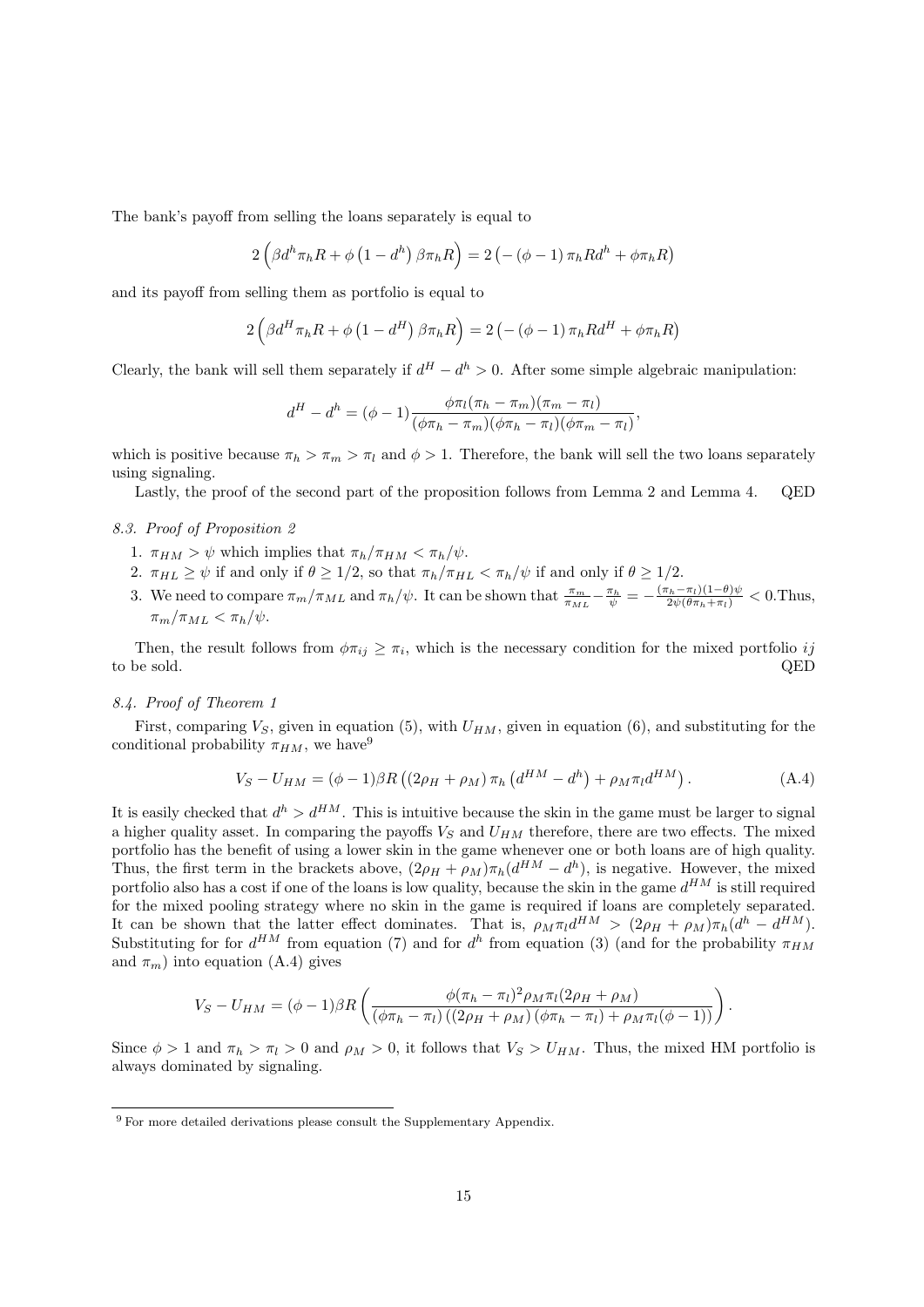The bank's payoff from selling the loans separately is equal to

$$2\left(\beta d^h \pi_h R + \phi\left(1 - d^h\right)\beta\pi_h R\right) = 2\left(-\left(\phi - 1\right)\pi_h R d^h + \phi\pi_h R\right)$$

and its payoff from selling them as portfolio is equal to

$$2\left(\beta d^H \pi_h R + \phi\left(1 - d^H\right)\beta\pi_h R\right) = 2\left(-\left(\phi - 1\right)\pi_h R d^H + \phi\pi_h R\right)$$

Clearly, the bank will sell them separately if $d^H - d^h > 0$. After some simple algebraic manipulation:

$$d^H - d^h = (\phi - 1)\frac{\phi\pi_l(\pi_h - \pi_m)(\pi_m - \pi_l)}{(\phi\pi_h - \pi_m)(\phi\pi_h - \pi_l)(\phi\pi_m - \pi_l)},$$

which is positive because $\pi_h > \pi_m > \pi_l$ and $\phi > 1$. Therefore, the bank will sell the two loans separately using signaling.

Lastly, the proof of the second part of the proposition follows from Lemma 2 and Lemma 4. QED

### 8.3. Proof of Proposition 2

1. $\pi_{HM} > \psi$ which implies that $\pi_h/\pi_{HM} < \pi_h/\psi$.
2. $\pi_{HL} \geq \psi$ if and only if $\theta \geq 1/2$, so that $\pi_h/\pi_{HL} < \pi_h/\psi$ if and only if $\theta \geq 1/2$.
3. We need to compare $\pi_m/\pi_{ML}$ and $\pi_h/\psi$. It can be shown that $\frac{\pi_m}{\pi_{ML}} - \frac{\pi_h}{\psi} = -\frac{(\pi_h - \pi_l)(1-\theta)\psi}{2\psi(\theta\pi_h + \pi_l)} < 0$.Thus, $\pi_m/\pi_{ML} < \pi_h/\psi$.

Then, the result follows from $\phi\pi_{ij} \geq \pi_i$, which is the necessary condition for the mixed portfolio $ij$ to be sold. QED

### 8.4. Proof of Theorem 1

First, comparing $V_S$, given in equation (5), with $U_{HM}$, given in equation (6), and substituting for the conditional probability $\pi_{HM}$, we have[9]

$$V_S - U_{HM} = (\phi - 1)\beta R\left(\left(2\rho_H + \rho_M\right)\pi_h\left(d^{HM} - d^h\right) + \rho_M\pi_l d^{HM}\right). \tag{A.4}$$

It is easily checked that $d^h > d^{HM}$. This is intuitive because the skin in the game must be larger to signal a higher quality asset. In comparing the payoffs $V_S$ and $U_{HM}$ therefore, there are two effects. The mixed portfolio has the benefit of using a lower skin in the game whenever one or both loans are of high quality. Thus, the first term in the brackets above, $(2\rho_H + \rho_M)\pi_h(d^{HM} - d^h)$, is negative. However, the mixed portfolio also has a cost if one of the loans is low quality, because the skin in the game $d^{HM}$ is still required for the mixed pooling strategy where no skin in the game is required if loans are completely separated. It can be shown that the latter effect dominates. That is, $\rho_M\pi_l d^{HM} > (2\rho_H + \rho_M)\pi_h(d^h - d^{HM})$. Substituting for for $d^{HM}$ from equation (7) and for $d^h$ from equation (3) (and for the probability $\pi_{HM}$ and $\pi_m$) into equation (A.4) gives

$$V_S - U_{HM} = (\phi - 1)\beta R\left(\frac{\phi(\pi_h - \pi_l)^2\rho_M\pi_l(2\rho_H + \rho_M)}{(\phi\pi_h - \pi_l)\left((2\rho_H + \rho_M)\left(\phi\pi_h - \pi_l\right) + \rho_M\pi_l(\phi - 1)\right)}\right).$$

Since $\phi > 1$ and $\pi_h > \pi_l > 0$ and $\rho_M > 0$, it follows that $V_S > U_{HM}$. Thus, the mixed HM portfolio is always dominated by signaling.

[9] For more detailed derivations please consult the Supplementary Appendix.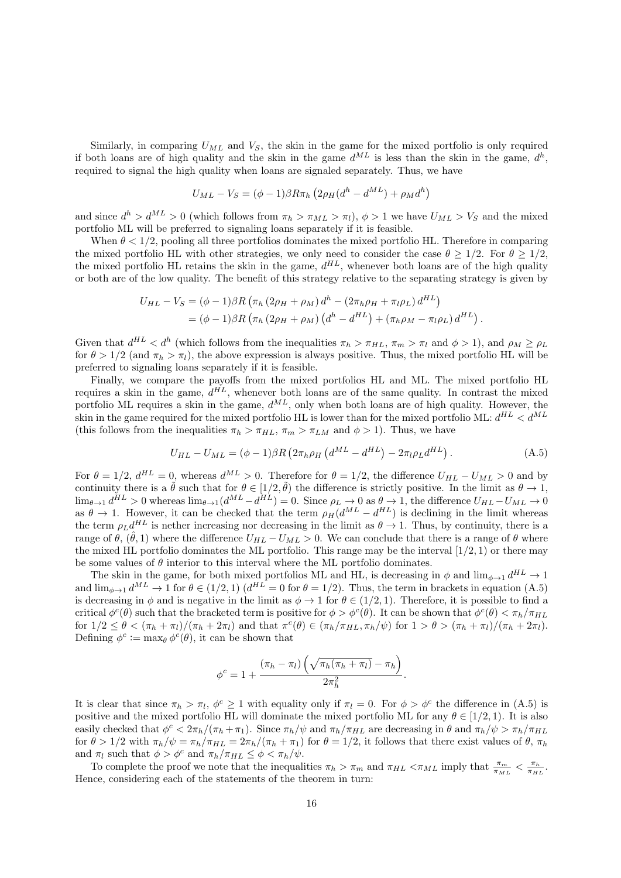Similarly, in comparing $U_{ML}$ and $V_S$, the skin in the game for the mixed portfolio is only required if both loans are of high quality and the skin in the game $d^{ML}$ is less than the skin in the game, $d^h$, required to signal the high quality when loans are signaled separately. Thus, we have

$$U_{ML} - V_S = (\phi - 1)\beta R\pi_h \left(2\rho_H(d^h - d^{ML}) + \rho_M d^h\right)$$

and since $d^h > d^{ML} > 0$ (which follows from $\pi_h > \pi_{ML} > \pi_l$), $\phi > 1$ we have $U_{ML} > V_S$ and the mixed portfolio ML will be preferred to signaling loans separately if it is feasible.

When $\theta < 1/2$, pooling all three portfolios dominates the mixed portfolio HL. Therefore in comparing the mixed portfolio HL with other strategies, we only need to consider the case $\theta \geq 1/2$. For $\theta \geq 1/2$, the mixed portfolio HL retains the skin in the game, $d^{HL}$, whenever both loans are of the high quality or both are of the low quality. The benefit of this strategy relative to the separating strategy is given by

$$\begin{aligned} U_{HL} - V_S &= (\phi - 1)\beta R\left(\pi_h\left(2\rho_H + \rho_M\right)d^h - \left(2\pi_h\rho_H + \pi_l\rho_L\right)d^{HL}\right) \\ &= (\phi - 1)\beta R\left(\pi_h\left(2\rho_H + \rho_M\right)\left(d^h - d^{HL}\right) + \left(\pi_h\rho_M - \pi_l\rho_L\right)d^{HL}\right). \end{aligned}$$

Given that $d^{HL} < d^h$ (which follows from the inequalities $\pi_h > \pi_{HL}$, $\pi_m > \pi_l$ and $\phi > 1$), and $\rho_M \geq \rho_L$ for $\theta > 1/2$ (and $\pi_h > \pi_l$), the above expression is always positive. Thus, the mixed portfolio HL will be preferred to signaling loans separately if it is feasible.

Finally, we compare the payoffs from the mixed portfolios HL and ML. The mixed portfolio HL requires a skin in the game, $d^{HL}$, whenever both loans are of the same quality. In contrast the mixed portfolio ML requires a skin in the game, $d^{ML}$, only when both loans are of high quality. However, the skin in the game required for the mixed portfolio HL is lower than for the mixed portfolio ML: $d^{HL} < d^{ML}$ (this follows from the inequalities $\pi_h > \pi_{HL}$, $\pi_m > \pi_{LM}$ and $\phi > 1$). Thus, we have

$$U_{HL} - U_{ML} = (\phi - 1)\beta R\left(2\pi_h\rho_H\left(d^{ML} - d^{HL}\right) - 2\pi_l\rho_L d^{HL}\right). \tag{A.5}$$

For $\theta = 1/2$, $d^{HL} = 0$, whereas $d^{ML} > 0$. Therefore for $\theta = 1/2$, the difference $U_{HL} - U_{ML} > 0$ and by continuity there is a $\tilde{\theta}$ such that for $\theta \in [1/2, \tilde{\theta})$ the difference is strictly positive. In the limit as $\theta \to 1$, $\lim_{\theta\to 1} d^{HL} > 0$ whereas $\lim_{\theta\to 1}(d^{ML} - d^{HL}) = 0$. Since $\rho_L \to 0$ as $\theta \to 1$, the difference $U_{HL} - U_{ML} \to 0$ as $\theta \to 1$. However, it can be checked that the term $\rho_H(d^{ML} - d^{HL})$ is declining in the limit whereas the term $\rho_L d^{HL}$ is nether increasing nor decreasing in the limit as $\theta \to 1$. Thus, by continuity, there is a range of $\theta$, $(\hat{\theta}, 1)$ where the difference $U_{HL} - U_{ML} > 0$. We can conclude that there is a range of $\theta$ where the mixed HL portfolio dominates the ML portfolio. This range may be the interval $[1/2, 1)$ or there may be some values of $\theta$ interior to this interval where the ML portfolio dominates.

The skin in the game, for both mixed portfolios ML and HL, is decreasing in $\phi$ and $\lim_{\phi\to 1} d^{HL} \to 1$ and $\lim_{\phi\to 1} d^{ML} \to 1$ for $\theta \in (1/2, 1)$ ($d^{HL} = 0$ for $\theta = 1/2$). Thus, the term in brackets in equation (A.5) is decreasing in $\phi$ and is negative in the limit as $\phi \to 1$ for $\theta \in (1/2, 1)$. Therefore, it is possible to find a critical $\phi^c(\theta)$ such that the bracketed term is positive for $\phi > \phi^c(\theta)$. It can be shown that $\phi^c(\theta) < \pi_h/\pi_{HL}$ for $1/2 \leq \theta < (\pi_h + \pi_l)/(\pi_h + 2\pi_l)$ and that $\pi^c(\theta) \in (\pi_h/\pi_{HL}, \pi_h/\psi)$ for $1 > \theta > (\pi_h + \pi_l)/(\pi_h + 2\pi_l)$. Defining $\phi^c := \max_\theta \phi^c(\theta)$, it can be shown that

$$\phi^c = 1 + \frac{(\pi_h - \pi_l)\left(\sqrt{\pi_h(\pi_h + \pi_l)} - \pi_h\right)}{2\pi_h^2}.$$

It is clear that since $\pi_h > \pi_l$, $\phi^c \geq 1$ with equality only if $\pi_l = 0$. For $\phi > \phi^c$ the difference in (A.5) is positive and the mixed portfolio HL will dominate the mixed portfolio ML for any $\theta \in [1/2, 1)$. It is also easily checked that $\phi^c < 2\pi_h/(\pi_h + \pi_1)$. Since $\pi_h/\psi$ and $\pi_h/\pi_{HL}$ are decreasing in $\theta$ and $\pi_h/\psi > \pi_h/\pi_{HL}$ for $\theta > 1/2$ with $\pi_h/\psi = \pi_h/\pi_{HL} = 2\pi_h/(\pi_h + \pi_1)$ for $\theta = 1/2$, it follows that there exist values of $\theta$, $\pi_h$ and $\pi_l$ such that $\phi > \phi^c$ and $\pi_h/\pi_{HL} \leq \phi < \pi_h/\psi$.

To complete the proof we note that the inequalities $\pi_h > \pi_m$ and $\pi_{HL} < \pi_{ML}$ imply that $\frac{\pi_m}{\pi_{ML}} < \frac{\pi_h}{\pi_{HL}}$. Hence, considering each of the statements of the theorem in turn: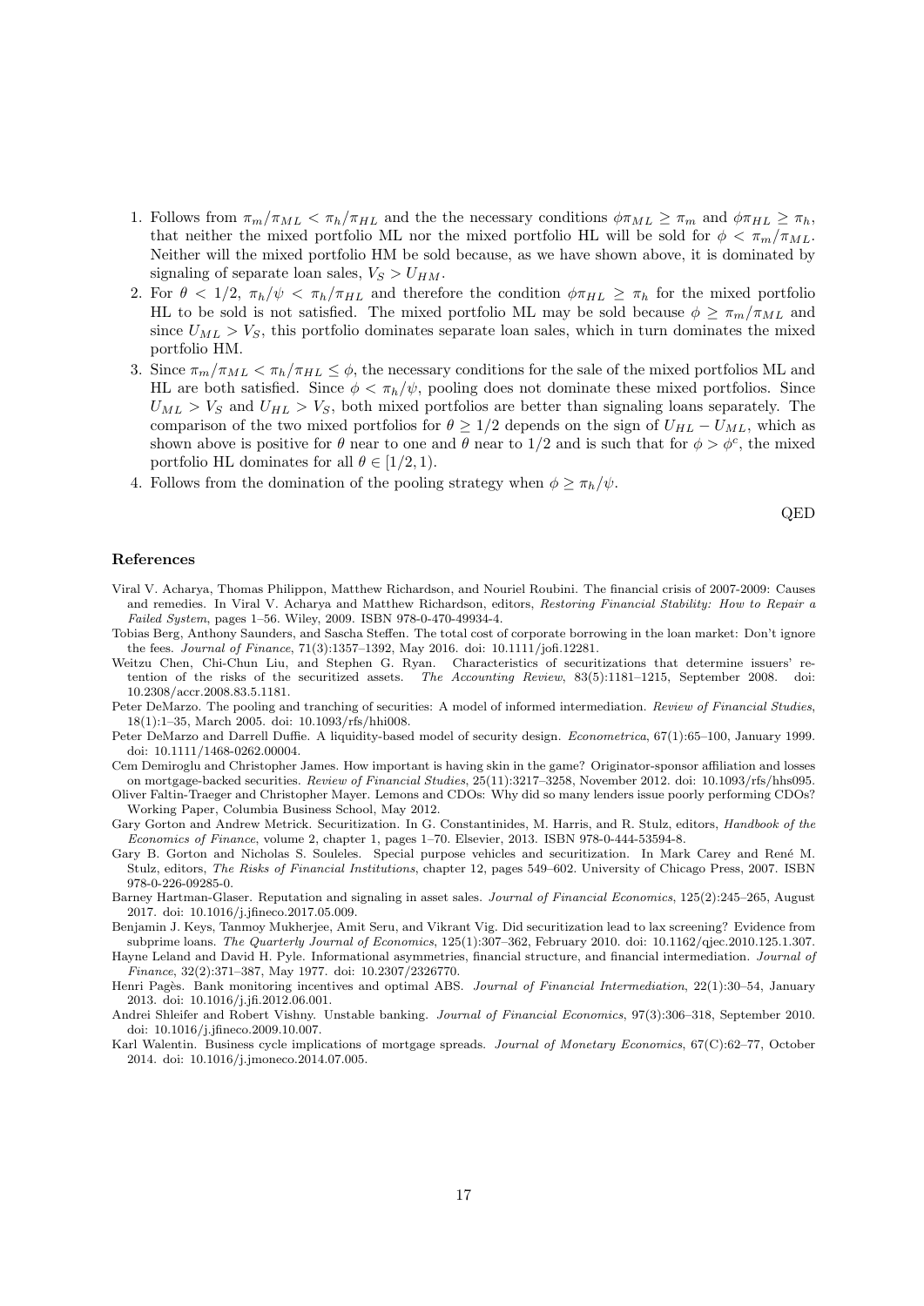1. Follows from $\pi_m/\pi_{ML} < \pi_h/\pi_{HL}$ and the the necessary conditions $\phi\pi_{ML} \geq \pi_m$ and $\phi\pi_{HL} \geq \pi_h$, that neither the mixed portfolio ML nor the mixed portfolio HL will be sold for $\phi < \pi_m/\pi_{ML}$. Neither will the mixed portfolio HM be sold because, as we have shown above, it is dominated by signaling of separate loan sales, $V_S > U_{HM}$.
2. For $\theta < 1/2$, $\pi_h/\psi < \pi_h/\pi_{HL}$ and therefore the condition $\phi\pi_{HL} \geq \pi_h$ for the mixed portfolio HL to be sold is not satisfied. The mixed portfolio ML may be sold because $\phi \geq \pi_m/\pi_{ML}$ and since $U_{ML} > V_S$, this portfolio dominates separate loan sales, which in turn dominates the mixed portfolio HM.
3. Since $\pi_m/\pi_{ML} < \pi_h/\pi_{HL} \leq \phi$, the necessary conditions for the sale of the mixed portfolios ML and HL are both satisfied. Since $\phi < \pi_h/\psi$, pooling does not dominate these mixed portfolios. Since $U_{ML} > V_S$ and $U_{HL} > V_S$, both mixed portfolios are better than signaling loans separately. The comparison of the two mixed portfolios for $\theta \geq 1/2$ depends on the sign of $U_{HL} - U_{ML}$, which as shown above is positive for $\theta$ near to one and $\theta$ near to $1/2$ and is such that for $\phi > \phi^c$, the mixed portfolio HL dominates for all $\theta \in [1/2, 1)$.
4. Follows from the domination of the pooling strategy when $\phi \geq \pi_h/\psi$.

QED

## References

Viral V. Acharya, Thomas Philippon, Matthew Richardson, and Nouriel Roubini. The financial crisis of 2007-2009: Causes and remedies. In Viral V. Acharya and Matthew Richardson, editors, *Restoring Financial Stability: How to Repair a Failed System*, pages 1–56. Wiley, 2009. ISBN 978-0-470-49934-4.

Tobias Berg, Anthony Saunders, and Sascha Steffen. The total cost of corporate borrowing in the loan market: Don't ignore the fees. *Journal of Finance*, 71(3):1357–1392, May 2016. doi: 10.1111/jofi.12281.

Weitzu Chen, Chi-Chun Liu, and Stephen G. Ryan. Characteristics of securitizations that determine issuers' retention of the risks of the securitized assets. *The Accounting Review*, 83(5):1181–1215, September 2008. doi: 10.2308/accr.2008.83.5.1181.

Peter DeMarzo. The pooling and tranching of securities: A model of informed intermediation. *Review of Financial Studies*, 18(1):1–35, March 2005. doi: 10.1093/rfs/hhi008.

Peter DeMarzo and Darrell Duffie. A liquidity-based model of security design. *Econometrica*, 67(1):65–100, January 1999. doi: 10.1111/1468-0262.00004.

Cem Demiroglu and Christopher James. How important is having skin in the game? Originator-sponsor affiliation and losses on mortgage-backed securities. *Review of Financial Studies*, 25(11):3217–3258, November 2012. doi: 10.1093/rfs/hhs095.

Oliver Faltin-Traeger and Christopher Mayer. Lemons and CDOs: Why did so many lenders issue poorly performing CDOs? Working Paper, Columbia Business School, May 2012.

Gary Gorton and Andrew Metrick. Securitization. In G. Constantinides, M. Harris, and R. Stulz, editors, *Handbook of the Economics of Finance*, volume 2, chapter 1, pages 1–70. Elsevier, 2013. ISBN 978-0-444-53594-8.

Gary B. Gorton and Nicholas S. Souleles. Special purpose vehicles and securitization. In Mark Carey and René M. Stulz, editors, *The Risks of Financial Institutions*, chapter 12, pages 549–602. University of Chicago Press, 2007. ISBN 978-0-226-09285-0.

Barney Hartman-Glaser. Reputation and signaling in asset sales. *Journal of Financial Economics*, 125(2):245–265, August 2017. doi: 10.1016/j.jfineco.2017.05.009.

Benjamin J. Keys, Tanmoy Mukherjee, Amit Seru, and Vikrant Vig. Did securitization lead to lax screening? Evidence from subprime loans. *The Quarterly Journal of Economics*, 125(1):307–362, February 2010. doi: 10.1162/qjec.2010.125.1.307.

Hayne Leland and David H. Pyle. Informational asymmetries, financial structure, and financial intermediation. *Journal of Finance*, 32(2):371–387, May 1977. doi: 10.2307/2326770.

Henri Pagès. Bank monitoring incentives and optimal ABS. *Journal of Financial Intermediation*, 22(1):30–54, January 2013. doi: 10.1016/j.jfi.2012.06.001.

Andrei Shleifer and Robert Vishny. Unstable banking. *Journal of Financial Economics*, 97(3):306–318, September 2010. doi: 10.1016/j.jfineco.2009.10.007.

Karl Walentin. Business cycle implications of mortgage spreads. *Journal of Monetary Economics*, 67(C):62–77, October 2014. doi: 10.1016/j.jmoneco.2014.07.005.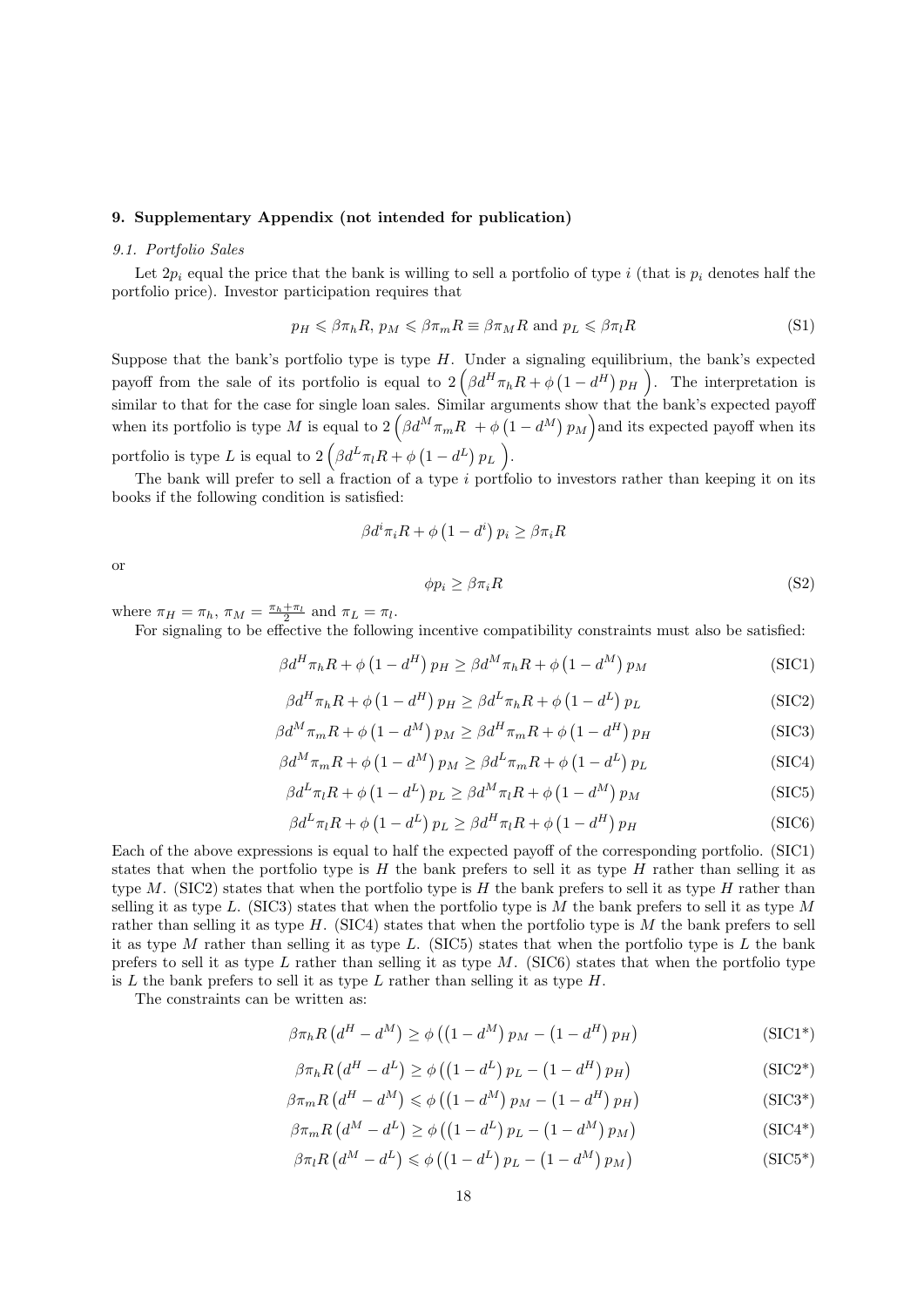## 9. Supplementary Appendix (not intended for publication)

### *9.1. Portfolio Sales*

Let $2p_i$ equal the price that the bank is willing to sell a portfolio of type $i$ (that is $p_i$ denotes half the portfolio price). Investor participation requires that

$$p_H \leqslant \beta\pi_h R,\ p_M \leqslant \beta\pi_m R \equiv \beta\pi_M R \text{ and } p_L \leqslant \beta\pi_l R \tag{S1}$$

Suppose that the bank's portfolio type is type $H$. Under a signaling equilibrium, the bank's expected payoff from the sale of its portfolio is equal to $2\left(\beta d^H\pi_h R + \phi\left(1-d^H\right)p_H\right)$. The interpretation is similar to that for the case for single loan sales. Similar arguments show that the bank's expected payoff when its portfolio is type $M$ is equal to $2\left(\beta d^M\pi_m R + \phi\left(1-d^M\right)p_M\right)$ and its expected payoff when its portfolio is type $L$ is equal to $2\left(\beta d^L\pi_l R + \phi\left(1-d^L\right)p_L\right)$.

The bank will prefer to sell a fraction of a type $i$ portfolio to investors rather than keeping it on its books if the following condition is satisfied:

$$\beta d^i\pi_i R + \phi\left(1-d^i\right)p_i \geq \beta\pi_i R$$

or

$$\phi p_i \geq \beta\pi_i R \tag{S2}$$

where $\pi_H = \pi_h$, $\pi_M = \frac{\pi_h+\pi_l}{2}$ and $\pi_L = \pi_l$.

For signaling to be effective the following incentive compatibility constraints must also be satisfied:

$$\beta d^H\pi_h R + \phi\left(1-d^H\right)p_H \geq \beta d^M\pi_h R + \phi\left(1-d^M\right)p_M \tag{SIC1}$$

$$\beta d^H\pi_h R + \phi\left(1-d^H\right)p_H \geq \beta d^L\pi_h R + \phi\left(1-d^L\right)p_L \tag{SIC2}$$

$$\beta d^M\pi_m R + \phi\left(1-d^M\right)p_M \geq \beta d^H\pi_m R + \phi\left(1-d^H\right)p_H \tag{SIC3}$$

$$\beta d^M\pi_m R + \phi\left(1-d^M\right)p_M \geq \beta d^L\pi_m R + \phi\left(1-d^L\right)p_L \tag{SIC4}$$

$$\beta d^L\pi_l R + \phi\left(1-d^L\right)p_L \geq \beta d^M\pi_l R + \phi\left(1-d^M\right)p_M \tag{SIC5}$$

$$\beta d^L\pi_l R + \phi\left(1-d^L\right)p_L \geq \beta d^H\pi_l R + \phi\left(1-d^H\right)p_H \tag{SIC6}$$

Each of the above expressions is equal to half the expected payoff of the corresponding portfolio. (SIC1) states that when the portfolio type is $H$ the bank prefers to sell it as type $H$ rather than selling it as type $M$. (SIC2) states that when the portfolio type is $H$ the bank prefers to sell it as type $H$ rather than selling it as type $L$. (SIC3) states that when the portfolio type is $M$ the bank prefers to sell it as type $M$ rather than selling it as type $H$. (SIC4) states that when the portfolio type is $M$ the bank prefers to sell it as type $M$ rather than selling it as type $L$. (SIC5) states that when the portfolio type is $L$ the bank prefers to sell it as type $L$ rather than selling it as type $M$. (SIC6) states that when the portfolio type is $L$ the bank prefers to sell it as type $L$ rather than selling it as type $H$.

The constraints can be written as:

$$\beta\pi_h R\left(d^H - d^M\right) \geq \phi\left(\left(1-d^M\right)p_M - \left(1-d^H\right)p_H\right) \tag{SIC1*}$$

$$\beta\pi_h R\left(d^H - d^L\right) \geq \phi\left(\left(1-d^L\right)p_L - \left(1-d^H\right)p_H\right) \tag{SIC2*}$$

$$\beta\pi_m R\left(d^H - d^M\right) \leqslant \phi\left(\left(1-d^M\right)p_M - \left(1-d^H\right)p_H\right) \tag{SIC3*}$$

$$\beta\pi_m R\left(d^M - d^L\right) \geq \phi\left(\left(1-d^L\right)p_L - \left(1-d^M\right)p_M\right) \tag{SIC4*}$$

$$\beta\pi_l R\left(d^M - d^L\right) \leqslant \phi\left(\left(1-d^L\right)p_L - \left(1-d^M\right)p_M\right) \tag{SIC5*}$$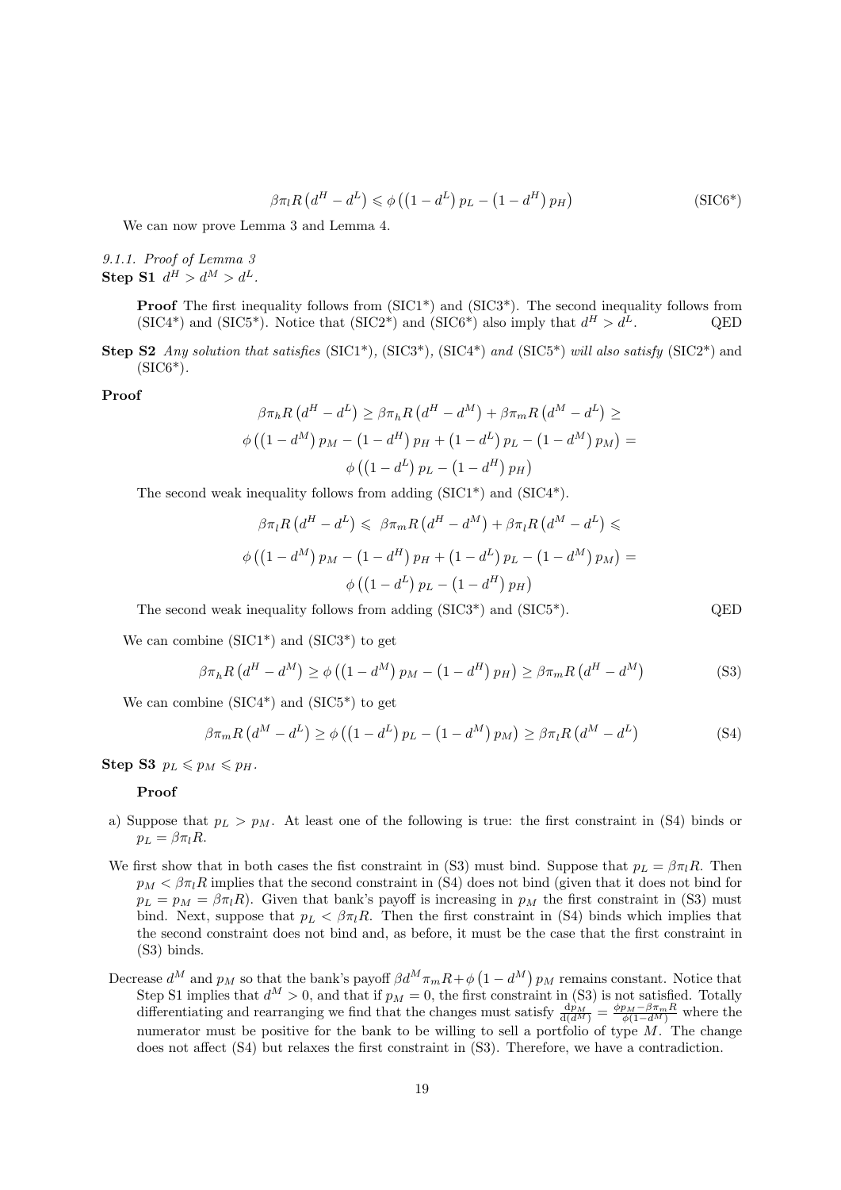$$\beta \pi_l R \left(d^H - d^L\right) \leqslant \phi \left(\left(1 - d^L\right) p_L - \left(1 - d^H\right) p_H\right) \tag{SIC6*}$$

We can now prove Lemma 3 and Lemma 4.

*9.1.1. Proof of Lemma 3*

**Step S1** $d^H > d^M > d^L$.

> **Proof** The first inequality follows from (SIC1*) and (SIC3*). The second inequality follows from (SIC4*) and (SIC5*). Notice that (SIC2*) and (SIC6*) also imply that $d^H > d^L$. QED

**Step S2** *Any solution that satisfies* (SIC1*), (SIC3*), (SIC4*) *and* (SIC5*) *will also satisfy* (SIC2*) and (SIC6*).

**Proof**

$$\beta \pi_h R \left(d^H - d^L\right) \geq \beta \pi_h R \left(d^H - d^M\right) + \beta \pi_m R \left(d^M - d^L\right) \geq$$

$$\phi \left(\left(1 - d^M\right) p_M - \left(1 - d^H\right) p_H + \left(1 - d^L\right) p_L - \left(1 - d^M\right) p_M\right) =$$

$$\phi \left(\left(1 - d^L\right) p_L - \left(1 - d^H\right) p_H\right)$$

The second weak inequality follows from adding (SIC1*) and (SIC4*).

$$\beta \pi_l R \left(d^H - d^L\right) \leqslant \ \beta \pi_m R \left(d^H - d^M\right) + \beta \pi_l R \left(d^M - d^L\right) \leqslant$$

$$\phi \left(\left(1 - d^M\right) p_M - \left(1 - d^H\right) p_H + \left(1 - d^L\right) p_L - \left(1 - d^M\right) p_M\right) =$$

$$\phi \left(\left(1 - d^L\right) p_L - \left(1 - d^H\right) p_H\right)$$

The second weak inequality follows from adding (SIC3*) and (SIC5*). QED

We can combine (SIC1*) and (SIC3*) to get

$$\beta \pi_h R \left(d^H - d^M\right) \geq \phi \left(\left(1 - d^M\right) p_M - \left(1 - d^H\right) p_H\right) \geq \beta \pi_m R \left(d^H - d^M\right) \tag{S3}$$

We can combine (SIC4*) and (SIC5*) to get

$$\beta \pi_m R \left(d^M - d^L\right) \geq \phi \left(\left(1 - d^L\right) p_L - \left(1 - d^M\right) p_M\right) \geq \beta \pi_l R \left(d^M - d^L\right) \tag{S4}$$

**Step S3** $p_L \leqslant p_M \leqslant p_H$.

> **Proof**

a) Suppose that $p_L > p_M$. At least one of the following is true: the first constraint in (S4) binds or $p_L = \beta \pi_l R$.

We first show that in both cases the fist constraint in (S3) must bind. Suppose that $p_L = \beta \pi_l R$. Then $p_M < \beta \pi_l R$ implies that the second constraint in (S4) does not bind (given that it does not bind for $p_L = p_M = \beta \pi_l R$). Given that bank's payoff is increasing in $p_M$ the first constraint in (S3) must bind. Next, suppose that $p_L < \beta \pi_l R$. Then the first constraint in (S4) binds which implies that the second constraint does not bind and, as before, it must be the case that the first constraint in (S3) binds.

Decrease $d^M$ and $p_M$ so that the bank's payoff $\beta d^M \pi_m R + \phi\left(1 - d^M\right) p_M$ remains constant. Notice that Step S1 implies that $d^M > 0$, and that if $p_M = 0$, the first constraint in (S3) is not satisfied. Totally differentiating and rearranging we find that the changes must satisfy $\frac{\mathrm{d}p_M}{\mathrm{d}(d^M)} = \frac{\phi p_M - \beta \pi_m R}{\phi(1 - d^M)}$ where the numerator must be positive for the bank to be willing to sell a portfolio of type $M$. The change does not affect (S4) but relaxes the first constraint in (S3). Therefore, we have a contradiction.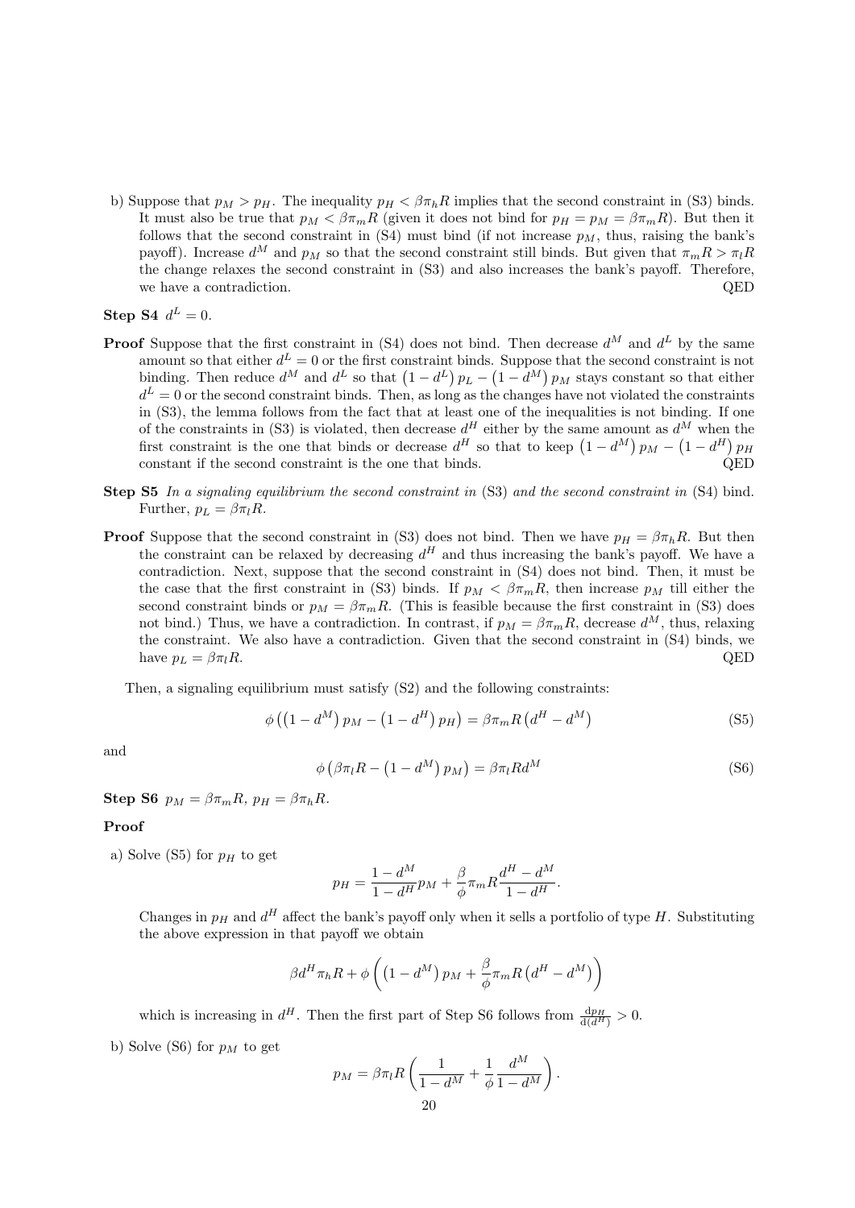b) Suppose that $p_M > p_H$. The inequality $p_H < \beta\pi_h R$ implies that the second constraint in (S3) binds. It must also be true that $p_M < \beta\pi_m R$ (given it does not bind for $p_H = p_M = \beta\pi_m R$). But then it follows that the second constraint in (S4) must bind (if not increase $p_M$, thus, raising the bank's payoff). Increase $d^M$ and $p_M$ so that the second constraint still binds. But given that $\pi_m R > \pi_l R$ the change relaxes the second constraint in (S3) and also increases the bank's payoff. Therefore, we have a contradiction. QED

**Step S4** $d^L = 0$.

**Proof** Suppose that the first constraint in (S4) does not bind. Then decrease $d^M$ and $d^L$ by the same amount so that either $d^L = 0$ or the first constraint binds. Suppose that the second constraint is not binding. Then reduce $d^M$ and $d^L$ so that $\left(1-d^L\right)p_L - \left(1-d^M\right)p_M$ stays constant so that either $d^L = 0$ or the second constraint binds. Then, as long as the changes have not violated the constraints in (S3), the lemma follows from the fact that at least one of the inequalities is not binding. If one of the constraints in (S3) is violated, then decrease $d^H$ either by the same amount as $d^M$ when the first constraint is the one that binds or decrease $d^H$ so that to keep $\left(1-d^M\right)p_M - \left(1-d^H\right)p_H$ constant if the second constraint is the one that binds. QED

**Step S5** *In a signaling equilibrium the second constraint in* (S3) *and the second constraint in* (S4) bind. Further, $p_L = \beta\pi_l R$.

**Proof** Suppose that the second constraint in (S3) does not bind. Then we have $p_H = \beta\pi_h R$. But then the constraint can be relaxed by decreasing $d^H$ and thus increasing the bank's payoff. We have a contradiction. Next, suppose that the second constraint in (S4) does not bind. Then, it must be the case that the first constraint in (S3) binds. If $p_M < \beta\pi_m R$, then increase $p_M$ till either the second constraint binds or $p_M = \beta\pi_m R$. (This is feasible because the first constraint in (S3) does not bind.) Thus, we have a contradiction. In contrast, if $p_M = \beta\pi_m R$, decrease $d^M$, thus, relaxing the constraint. We also have a contradiction. Given that the second constraint in (S4) binds, we have $p_L = \beta\pi_l R$. QED

Then, a signaling equilibrium must satisfy (S2) and the following constraints:

$$\phi\left(\left(1-d^M\right)p_M - \left(1-d^H\right)p_H\right) = \beta\pi_m R\left(d^H - d^M\right) \tag{S5}$$

and

$$\phi\left(\beta\pi_l R - \left(1-d^M\right)p_M\right) = \beta\pi_l R d^M \tag{S6}$$

**Step S6** $p_M = \beta\pi_m R$, $p_H = \beta\pi_h R$.

**Proof**

a) Solve (S5) for $p_H$ to get

$$p_H = \frac{1-d^M}{1-d^H}p_M + \frac{\beta}{\phi}\pi_m R\frac{d^H - d^M}{1-d^H}.$$

Changes in $p_H$ and $d^H$ affect the bank's payoff only when it sells a portfolio of type $H$. Substituting the above expression in that payoff we obtain

$$\beta d^H \pi_h R + \phi\left(\left(1-d^M\right)p_M + \frac{\beta}{\phi}\pi_m R\left(d^H - d^M\right)\right)$$

which is increasing in $d^H$. Then the first part of Step S6 follows from $\frac{\mathrm{d}p_H}{\mathrm{d}(d^H)} > 0$.

b) Solve (S6) for $p_M$ to get

$$p_M = \beta\pi_l R\left(\frac{1}{1-d^M} + \frac{1}{\phi}\frac{d^M}{1-d^M}\right).$$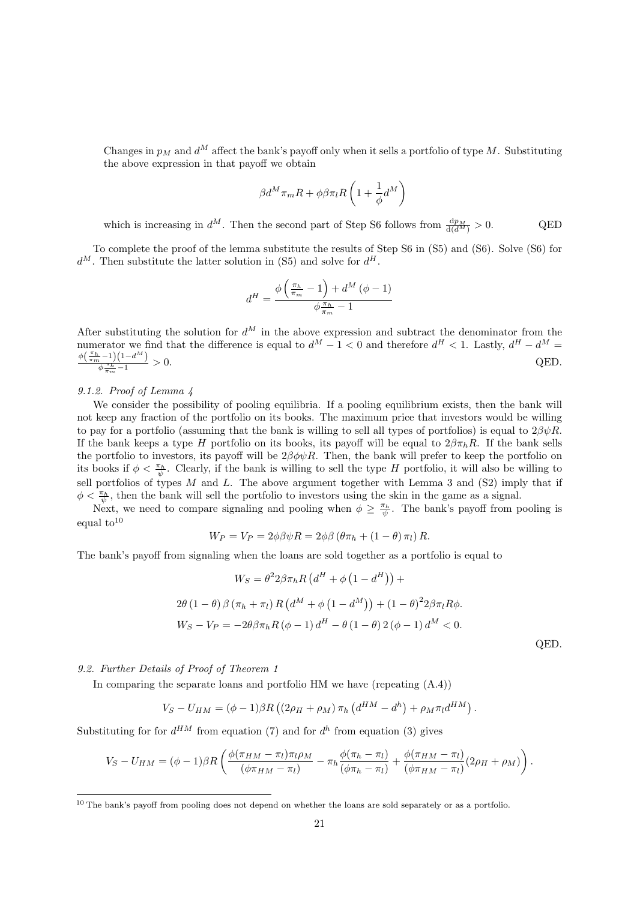Changes in $p_M$ and $d^M$ affect the bank's payoff only when it sells a portfolio of type $M$. Substituting the above expression in that payoff we obtain

$$\beta d^M \pi_m R + \phi \beta \pi_l R \left(1 + \frac{1}{\phi} d^M\right)$$

which is increasing in $d^M$. Then the second part of Step S6 follows from $\frac{\mathrm{d}p_M}{\mathrm{d}(d^M)} > 0$. QED

To complete the proof of the lemma substitute the results of Step S6 in (S5) and (S6). Solve (S6) for $d^M$. Then substitute the latter solution in (S5) and solve for $d^H$.

$$d^H = \frac{\phi\left(\frac{\pi_h}{\pi_m} - 1\right) + d^M(\phi - 1)}{\phi\frac{\pi_h}{\pi_m} - 1}$$

After substituting the solution for $d^M$ in the above expression and subtract the denominator from the numerator we find that the difference is equal to $d^M - 1 < 0$ and therefore $d^H < 1$. Lastly, $d^H - d^M = \frac{\phi\left(\frac{\pi_h}{\pi_m} - 1\right)\left(1 - d^M\right)}{\phi\frac{\pi_h}{\pi_m} - 1} > 0$. QED.

*9.1.2. Proof of Lemma 4*

We consider the possibility of pooling equilibria. If a pooling equilibrium exists, then the bank will not keep any fraction of the portfolio on its books. The maximum price that investors would be willing to pay for a portfolio (assuming that the bank is willing to sell all types of portfolios) is equal to $2\beta\psi R$. If the bank keeps a type $H$ portfolio on its books, its payoff will be equal to $2\beta\pi_h R$. If the bank sells the portfolio to investors, its payoff will be $2\beta\phi\psi R$. Then, the bank will prefer to keep the portfolio on its books if $\phi < \frac{\pi_h}{\psi}$. Clearly, if the bank is willing to sell the type $H$ portfolio, it will also be willing to sell portfolios of types $M$ and $L$. The above argument together with Lemma 3 and (S2) imply that if $\phi < \frac{\pi_h}{\psi}$, then the bank will sell the portfolio to investors using the skin in the game as a signal.

Next, we need to compare signaling and pooling when $\phi \geq \frac{\pi_h}{\psi}$. The bank's payoff from pooling is equal to[10]

$$W_P = V_P = 2\phi\beta\psi R = 2\phi\beta\left(\theta\pi_h + (1 - \theta)\pi_l\right)R.$$

The bank's payoff from signaling when the loans are sold together as a portfolio is equal to

$$W_S = \theta^2 2\beta\pi_h R\left(d^H + \phi\left(1 - d^H\right)\right) +$$

$$2\theta(1 - \theta)\beta(\pi_h + \pi_l)R\left(d^M + \phi\left(1 - d^M\right)\right) + (1 - \theta)^2 2\beta\pi_l R\phi.$$

$$W_S - V_P = -2\theta\beta\pi_h R(\phi - 1)d^H - \theta(1 - \theta)2(\phi - 1)d^M < 0.$$

QED.

*9.2. Further Details of Proof of Theorem 1*

In comparing the separate loans and portfolio HM we have (repeating (A.4))

$$V_S - U_{HM} = (\phi - 1)\beta R\left((2\rho_H + \rho_M)\pi_h\left(d^{HM} - d^h\right) + \rho_M\pi_l d^{HM}\right).$$

Substituting for for $d^{HM}$ from equation (7) and for $d^h$ from equation (3) gives

$$V_S - U_{HM} = (\phi - 1)\beta R\left(\frac{\phi(\pi_{HM} - \pi_l)\pi_l\rho_M}{(\phi\pi_{HM} - \pi_l)} - \pi_h\frac{\phi(\pi_h - \pi_l)}{(\phi\pi_h - \pi_l)} + \frac{\phi(\pi_{HM} - \pi_l)}{(\phi\pi_{HM} - \pi_l)}(2\rho_H + \rho_M)\right).$$

[10] The bank's payoff from pooling does not depend on whether the loans are sold separately or as a portfolio.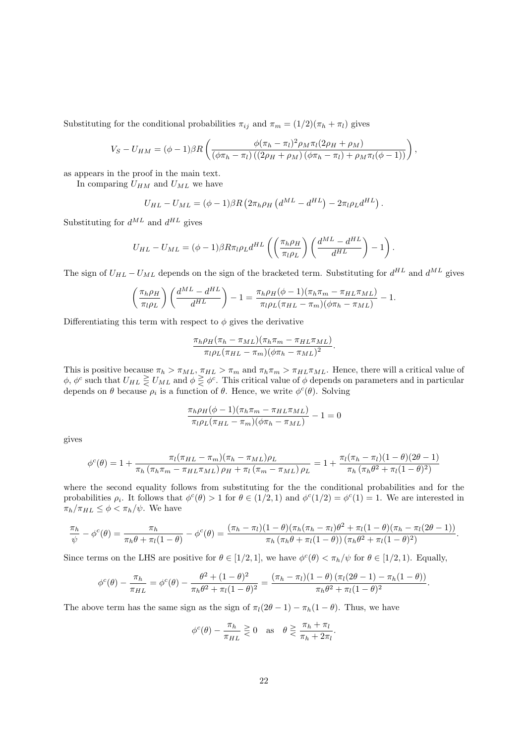Substituting for the conditional probabilities $\pi_{ij}$ and $\pi_m = (1/2)(\pi_h + \pi_l)$ gives

$$V_S - U_{HM} = (\phi - 1)\beta R \left( \frac{\phi(\pi_h - \pi_l)^2 \rho_M \pi_l (2\rho_H + \rho_M)}{(\phi\pi_h - \pi_l)\left((2\rho_H + \rho_M)\left(\phi\pi_h - \pi_l\right) + \rho_M \pi_l(\phi - 1)\right)} \right),$$

as appears in the proof in the main text.

In comparing $U_{HM}$ and $U_{ML}$ we have

$$U_{HL} - U_{ML} = (\phi - 1)\beta R \left(2\pi_h \rho_H \left(d^{ML} - d^{HL}\right) - 2\pi_l \rho_L d^{HL}\right).$$

Substituting for $d^{ML}$ and $d^{HL}$ gives

$$U_{HL} - U_{ML} = (\phi - 1)\beta R \pi_l \rho_L d^{HL} \left( \left(\frac{\pi_h \rho_H}{\pi_l \rho_L}\right) \left(\frac{d^{ML} - d^{HL}}{d^{HL}}\right) - 1 \right).$$

The sign of $U_{HL} - U_{ML}$ depends on the sign of the bracketed term. Substituting for $d^{HL}$ and $d^{ML}$ gives

$$\left(\frac{\pi_h \rho_H}{\pi_l \rho_L}\right) \left(\frac{d^{ML} - d^{HL}}{d^{HL}}\right) - 1 = \frac{\pi_h \rho_H (\phi - 1)(\pi_h \pi_m - \pi_{HL}\pi_{ML})}{\pi_l \rho_L (\pi_{HL} - \pi_m)(\phi\pi_h - \pi_{ML})} - 1.$$

Differentiating this term with respect to $\phi$ gives the derivative

$$\frac{\pi_h \rho_H (\pi_h - \pi_{ML})(\pi_h \pi_m - \pi_{HL}\pi_{ML})}{\pi_l \rho_L (\pi_{HL} - \pi_m)(\phi\pi_h - \pi_{ML})^2}.$$

This is positive because $\pi_h > \pi_{ML}$, $\pi_{HL} > \pi_m$ and $\pi_h \pi_m > \pi_{HL}\pi_{ML}$. Hence, there will a critical value of $\phi$, $\phi^c$ such that $U_{HL} \gtreqless U_{ML}$ and $\phi \gtreqless \phi^c$. This critical value of $\phi$ depends on parameters and in particular depends on $\theta$ because $\rho_i$ is a function of $\theta$. Hence, we write $\phi^c(\theta)$. Solving

$$\frac{\pi_h \rho_H (\phi - 1)(\pi_h \pi_m - \pi_{HL}\pi_{ML})}{\pi_l \rho_L (\pi_{HL} - \pi_m)(\phi\pi_h - \pi_{ML})} - 1 = 0$$

gives

$$\phi^c(\theta) = 1 + \frac{\pi_l (\pi_{HL} - \pi_m)(\pi_h - \pi_{ML})\rho_L}{\pi_h \left(\pi_h \pi_m - \pi_{HL}\pi_{ML}\right)\rho_H + \pi_l \left(\pi_m - \pi_{ML}\right)\rho_L} = 1 + \frac{\pi_l (\pi_h - \pi_l)(1 - \theta)(2\theta - 1)}{\pi_h \left(\pi_h \theta^2 + \pi_l (1 - \theta)^2\right)}$$

where the second equality follows from substituting for the the conditional probabilities and for the probabilities $\rho_i$. It follows that $\phi^c(\theta) > 1$ for $\theta \in (1/2, 1)$ and $\phi^c(1/2) = \phi^c(1) = 1$. We are interested in $\pi_h/\pi_{HL} \leq \phi < \pi_h/\psi$. We have

$$\frac{\pi_h}{\psi} - \phi^c(\theta) = \frac{\pi_h}{\pi_h \theta + \pi_l (1 - \theta)} - \phi^c(\theta) = \frac{(\pi_h - \pi_l)(1 - \theta)(\pi_h(\pi_h - \pi_l)\theta^2 + \pi_l(1 - \theta)(\pi_h - \pi_l(2\theta - 1))}{\pi_h \left(\pi_h \theta + \pi_l (1 - \theta)\right)\left(\pi_h \theta^2 + \pi_l (1 - \theta)^2\right)}.$$

Since terms on the LHS are positive for $\theta \in [1/2, 1]$, we have $\phi^c(\theta) < \pi_h/\psi$ for $\theta \in [1/2, 1)$. Equally,

$$\phi^c(\theta) - \frac{\pi_h}{\pi_{HL}} = \phi^c(\theta) - \frac{\theta^2 + (1 - \theta)^2}{\pi_h \theta^2 + \pi_l (1 - \theta)^2} = \frac{(\pi_h - \pi_l)(1 - \theta)\left(\pi_l(2\theta - 1) - \pi_h(1 - \theta)\right)}{\pi_h \theta^2 + \pi_l (1 - \theta)^2}.$$

The above term has the same sign as the sign of $\pi_l(2\theta - 1) - \pi_h(1 - \theta)$. Thus, we have

$$\phi^c(\theta) - \frac{\pi_h}{\pi_{HL}} \gtreqless 0 \quad \text{as} \quad \theta \gtreqless \frac{\pi_h + \pi_l}{\pi_h + 2\pi_l}.$$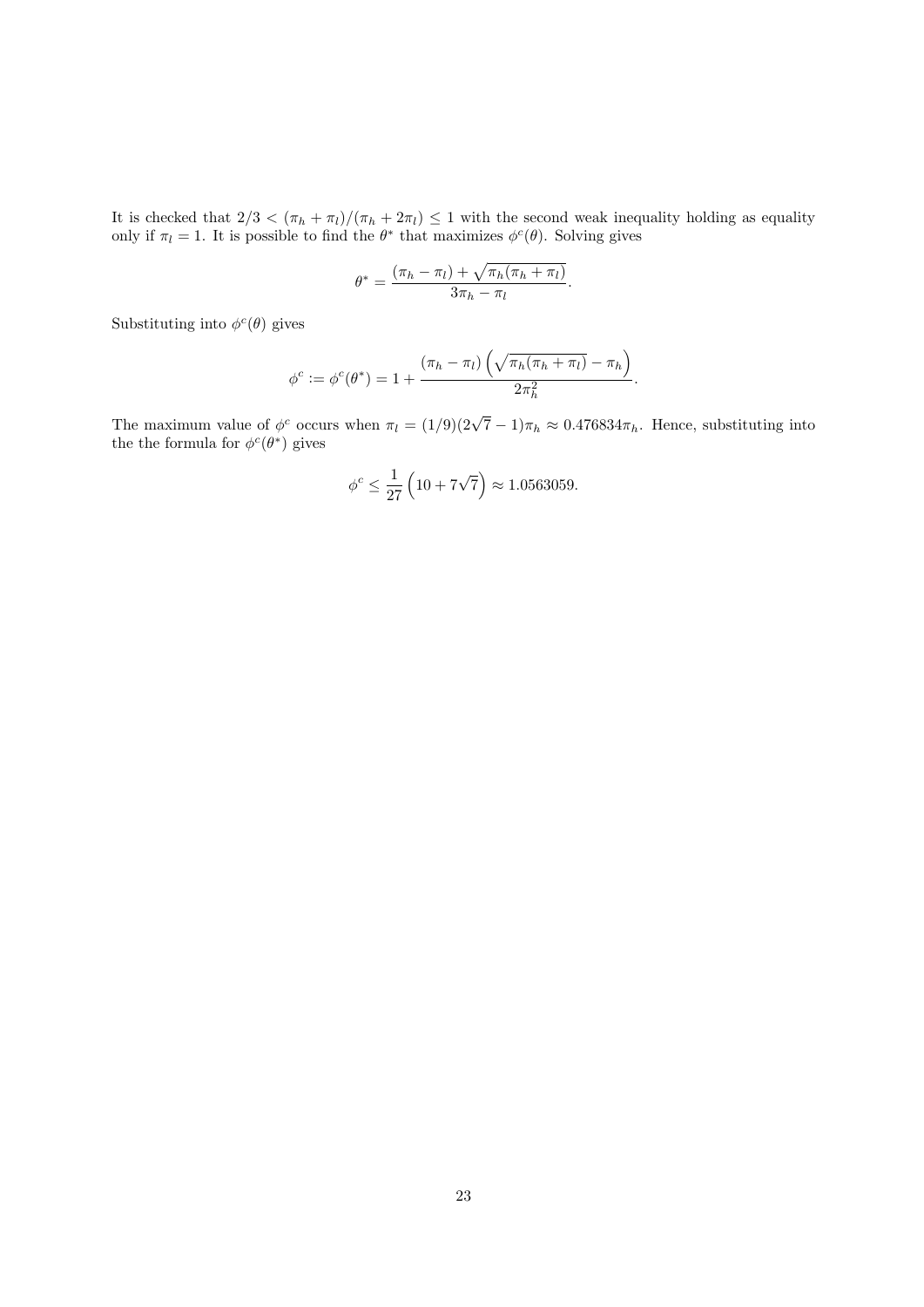It is checked that $2/3 < (\pi_h + \pi_l)/(\pi_h + 2\pi_l) \leq 1$ with the second weak inequality holding as equality only if $\pi_l = 1$. It is possible to find the $\theta^*$ that maximizes $\phi^c(\theta)$. Solving gives

$$\theta^* = \frac{(\pi_h - \pi_l) + \sqrt{\pi_h(\pi_h + \pi_l)}}{3\pi_h - \pi_l}.$$

Substituting into $\phi^c(\theta)$ gives

$$\phi^c := \phi^c(\theta^*) = 1 + \frac{(\pi_h - \pi_l)\left(\sqrt{\pi_h(\pi_h + \pi_l)} - \pi_h\right)}{2\pi_h^2}.$$

The maximum value of $\phi^c$ occurs when $\pi_l = (1/9)(2\sqrt{7} - 1)\pi_h \approx 0.476834\pi_h$. Hence, substituting into the the formula for $\phi^c(\theta^*)$ gives

$$\phi^c \leq \frac{1}{27}\left(10 + 7\sqrt{7}\right) \approx 1.0563059.$$